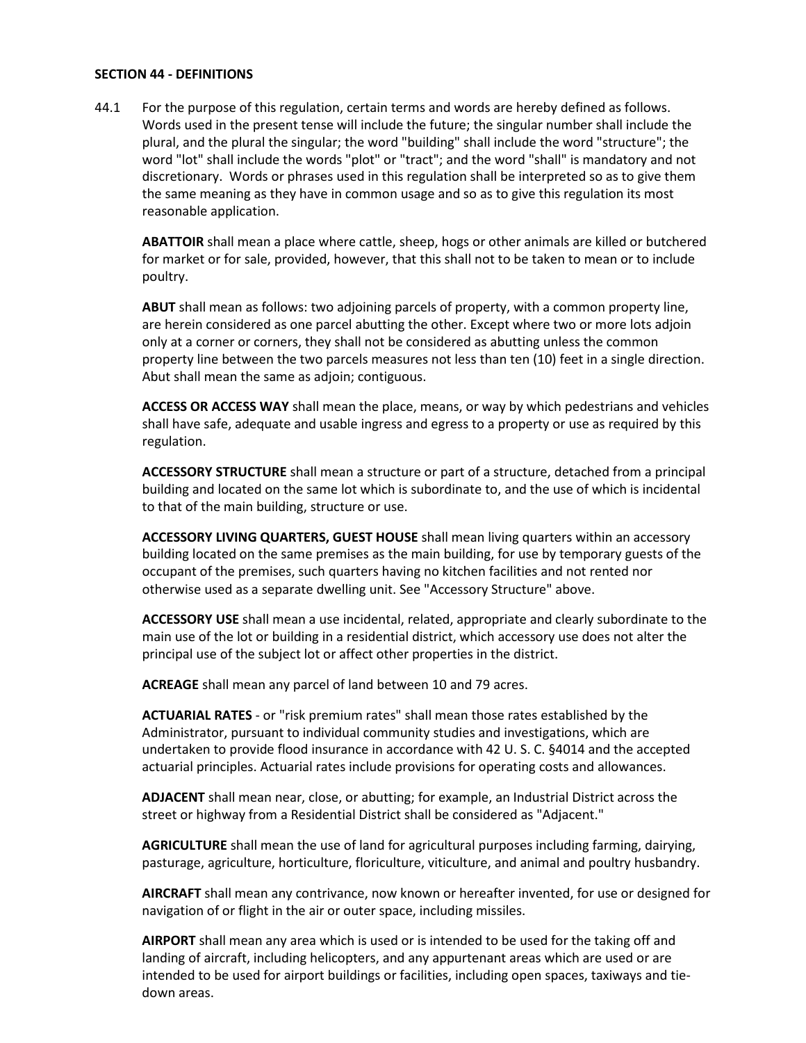## SECTION 44 - DEFINITIONS

44.1 For the purpose of this regulation, certain terms and words are hereby defined as follows. Words used in the present tense will include the future; the singular number shall include the plural, and the plural the singular; the word "building" shall include the word "structure"; the word "lot" shall include the words "plot" or "tract"; and the word "shall" is mandatory and not discretionary. Words or phrases used in this regulation shall be interpreted so as to give them the same meaning as they have in common usage and so as to give this regulation its most reasonable application.

**ABATTOIR** shall mean a place where cattle, sheep, hogs or other animals are killed or butchered for market or for sale, provided, however, that this shall not to be taken to mean or to include poultry.

**ABUT** shall mean as follows: two adjoining parcels of property, with a common property line, are herein considered as one parcel abutting the other. Except where two or more lots adjoin only at a corner or corners, they shall not be considered as abutting unless the common property line between the two parcels measures not less than ten (10) feet in a single direction. Abut shall mean the same as adjoin; contiguous.

**ACCESS OR ACCESS WAY** shall mean the place, means, or way by which pedestrians and vehicles shall have safe, adequate and usable ingress and egress to a property or use as required by this regulation.

**ACCESSORY STRUCTURE** shall mean a structure or part of a structure, detached from a principal building and located on the same lot which is subordinate to, and the use of which is incidental to that of the main building, structure or use.

**ACCESSORY LIVING QUARTERS, GUEST HOUSE** shall mean living quarters within an accessory building located on the same premises as the main building, for use by temporary guests of the occupant of the premises, such quarters having no kitchen facilities and not rented nor otherwise used as a separate dwelling unit. See "Accessory Structure" above.

**ACCESSORY USE** shall mean a use incidental, related, appropriate and clearly subordinate to the main use of the lot or building in a residential district, which accessory use does not alter the principal use of the subject lot or affect other properties in the district.

**ACREAGE** shall mean any parcel of land between 10 and 79 acres.

**ACTUARIAL RATES** - or "risk premium rates" shall mean those rates established by the Administrator, pursuant to individual community studies and investigations, which are undertaken to provide flood insurance in accordance with 42 U. S. C. §4014 and the accepted actuarial principles. Actuarial rates include provisions for operating costs and allowances.

**ADJACENT** shall mean near, close, or abutting; for example, an Industrial District across the street or highway from a Residential District shall be considered as "Adjacent."

**AGRICULTURE** shall mean the use of land for agricultural purposes including farming, dairying, pasturage, agriculture, horticulture, floriculture, viticulture, and animal and poultry husbandry.

**AIRCRAFT** shall mean any contrivance, now known or hereafter invented, for use or designed for navigation of or flight in the air or outer space, including missiles.

**AIRPORT** shall mean any area which is used or is intended to be used for the taking off and landing of aircraft, including helicopters, and any appurtenant areas which are used or are intended to be used for airport buildings or facilities, including open spaces, taxiways and tie-down areas.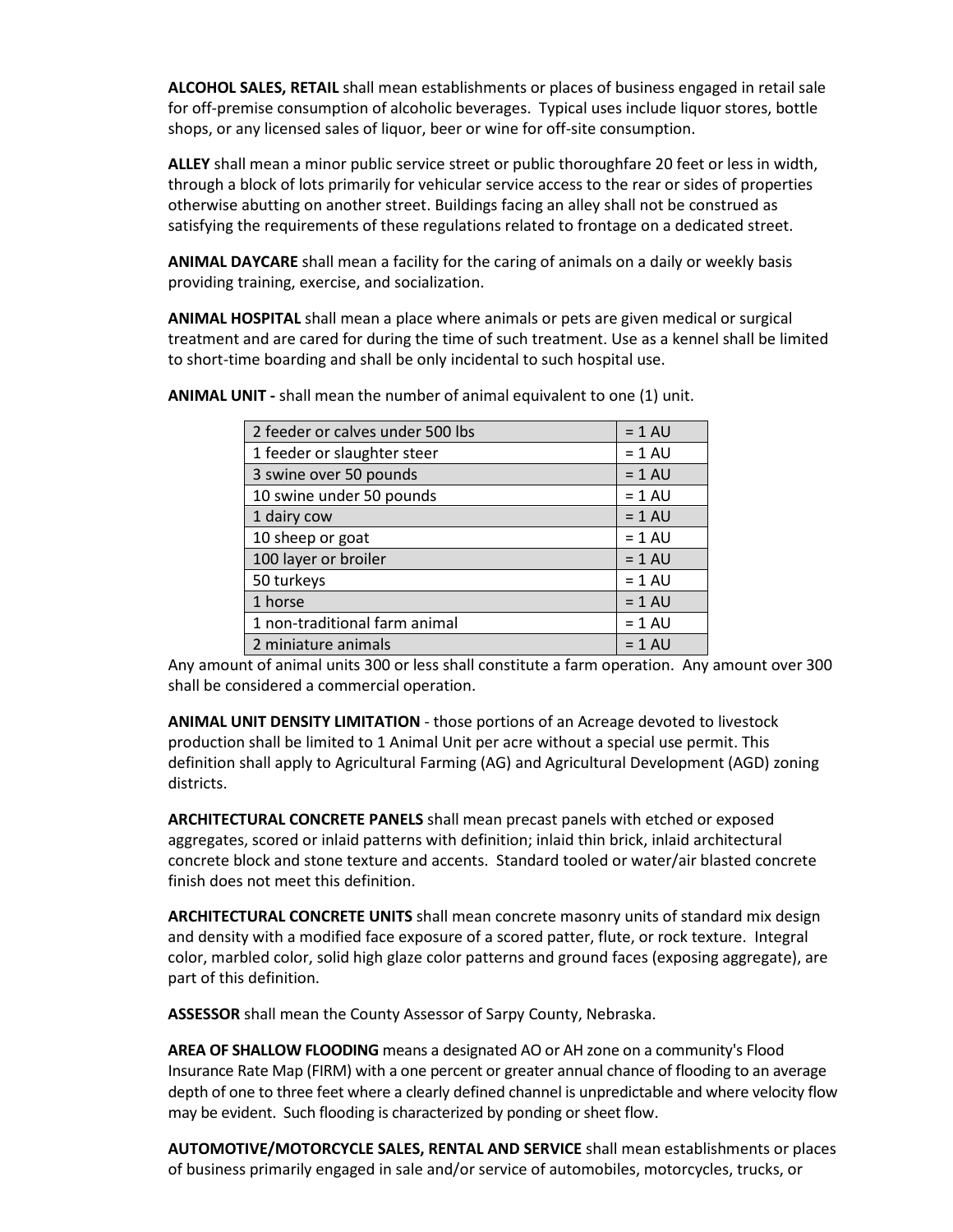**ALCOHOL SALES, RETAIL** shall mean establishments or places of business engaged in retail sale for off-premise consumption of alcoholic beverages. Typical uses include liquor stores, bottle shops, or any licensed sales of liquor, beer or wine for off-site consumption.

**ALLEY** shall mean a minor public service street or public thoroughfare 20 feet or less in width, through a block of lots primarily for vehicular service access to the rear or sides of properties otherwise abutting on another street. Buildings facing an alley shall not be construed as satisfying the requirements of these regulations related to frontage on a dedicated street.

**ANIMAL DAYCARE** shall mean a facility for the caring of animals on a daily or weekly basis providing training, exercise, and socialization.

**ANIMAL HOSPITAL** shall mean a place where animals or pets are given medical or surgical treatment and are cared for during the time of such treatment. Use as a kennel shall be limited to short-time boarding and shall be only incidental to such hospital use.

**ANIMAL UNIT -** shall mean the number of animal equivalent to one (1) unit.

| | |
|---|---|
| 2 feeder or calves under 500 lbs | = 1 AU |
| 1 feeder or slaughter steer | = 1 AU |
| 3 swine over 50 pounds | = 1 AU |
| 10 swine under 50 pounds | = 1 AU |
| 1 dairy cow | = 1 AU |
| 10 sheep or goat | = 1 AU |
| 100 layer or broiler | = 1 AU |
| 50 turkeys | = 1 AU |
| 1 horse | = 1 AU |
| 1 non-traditional farm animal | = 1 AU |
| 2 miniature animals | = 1 AU |

Any amount of animal units 300 or less shall constitute a farm operation. Any amount over 300 shall be considered a commercial operation.

**ANIMAL UNIT DENSITY LIMITATION** - those portions of an Acreage devoted to livestock production shall be limited to 1 Animal Unit per acre without a special use permit. This definition shall apply to Agricultural Farming (AG) and Agricultural Development (AGD) zoning districts.

**ARCHITECTURAL CONCRETE PANELS** shall mean precast panels with etched or exposed aggregates, scored or inlaid patterns with definition; inlaid thin brick, inlaid architectural concrete block and stone texture and accents. Standard tooled or water/air blasted concrete finish does not meet this definition.

**ARCHITECTURAL CONCRETE UNITS** shall mean concrete masonry units of standard mix design and density with a modified face exposure of a scored patter, flute, or rock texture. Integral color, marbled color, solid high glaze color patterns and ground faces (exposing aggregate), are part of this definition.

**ASSESSOR** shall mean the County Assessor of Sarpy County, Nebraska.

**AREA OF SHALLOW FLOODING** means a designated AO or AH zone on a community's Flood Insurance Rate Map (FIRM) with a one percent or greater annual chance of flooding to an average depth of one to three feet where a clearly defined channel is unpredictable and where velocity flow may be evident. Such flooding is characterized by ponding or sheet flow.

**AUTOMOTIVE/MOTORCYCLE SALES, RENTAL AND SERVICE** shall mean establishments or places of business primarily engaged in sale and/or service of automobiles, motorcycles, trucks, or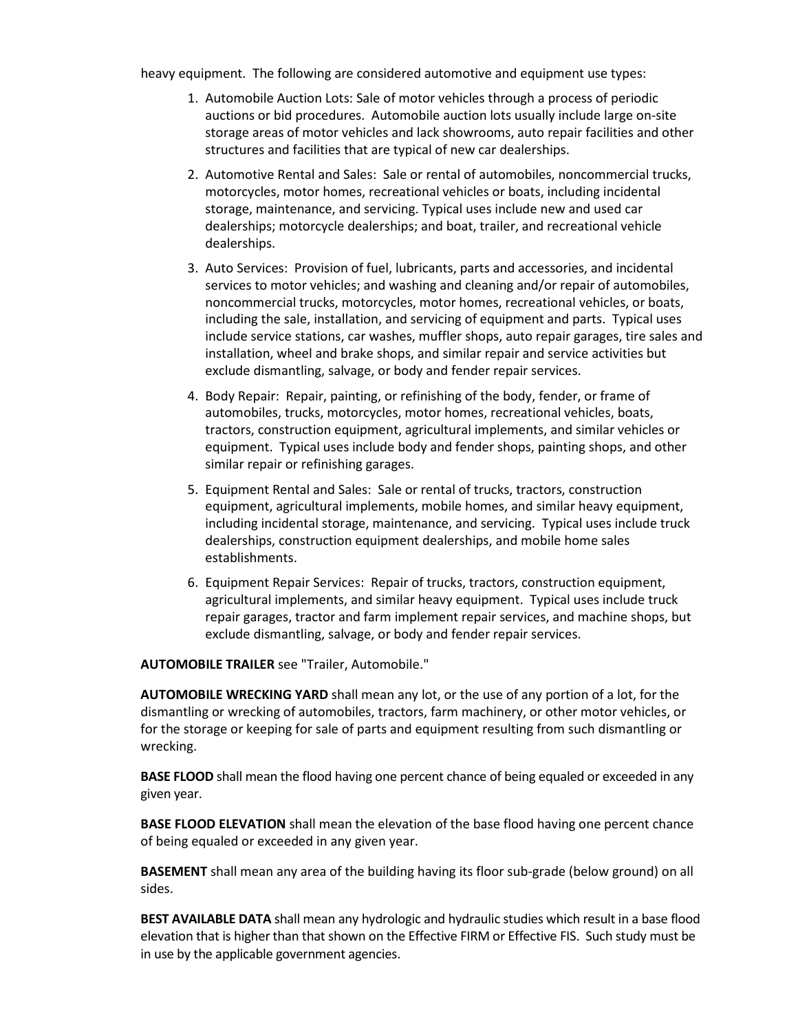heavy equipment. The following are considered automotive and equipment use types:

1. Automobile Auction Lots: Sale of motor vehicles through a process of periodic auctions or bid procedures. Automobile auction lots usually include large on-site storage areas of motor vehicles and lack showrooms, auto repair facilities and other structures and facilities that are typical of new car dealerships.
2. Automotive Rental and Sales: Sale or rental of automobiles, noncommercial trucks, motorcycles, motor homes, recreational vehicles or boats, including incidental storage, maintenance, and servicing. Typical uses include new and used car dealerships; motorcycle dealerships; and boat, trailer, and recreational vehicle dealerships.
3. Auto Services: Provision of fuel, lubricants, parts and accessories, and incidental services to motor vehicles; and washing and cleaning and/or repair of automobiles, noncommercial trucks, motorcycles, motor homes, recreational vehicles, or boats, including the sale, installation, and servicing of equipment and parts. Typical uses include service stations, car washes, muffler shops, auto repair garages, tire sales and installation, wheel and brake shops, and similar repair and service activities but exclude dismantling, salvage, or body and fender repair services.
4. Body Repair: Repair, painting, or refinishing of the body, fender, or frame of automobiles, trucks, motorcycles, motor homes, recreational vehicles, boats, tractors, construction equipment, agricultural implements, and similar vehicles or equipment. Typical uses include body and fender shops, painting shops, and other similar repair or refinishing garages.
5. Equipment Rental and Sales: Sale or rental of trucks, tractors, construction equipment, agricultural implements, mobile homes, and similar heavy equipment, including incidental storage, maintenance, and servicing. Typical uses include truck dealerships, construction equipment dealerships, and mobile home sales establishments.
6. Equipment Repair Services: Repair of trucks, tractors, construction equipment, agricultural implements, and similar heavy equipment. Typical uses include truck repair garages, tractor and farm implement repair services, and machine shops, but exclude dismantling, salvage, or body and fender repair services.

**AUTOMOBILE TRAILER** see "Trailer, Automobile."

**AUTOMOBILE WRECKING YARD** shall mean any lot, or the use of any portion of a lot, for the dismantling or wrecking of automobiles, tractors, farm machinery, or other motor vehicles, or for the storage or keeping for sale of parts and equipment resulting from such dismantling or wrecking.

**BASE FLOOD** shall mean the flood having one percent chance of being equaled or exceeded in any given year.

**BASE FLOOD ELEVATION** shall mean the elevation of the base flood having one percent chance of being equaled or exceeded in any given year.

**BASEMENT** shall mean any area of the building having its floor sub-grade (below ground) on all sides.

**BEST AVAILABLE DATA** shall mean any hydrologic and hydraulic studies which result in a base flood elevation that is higher than that shown on the Effective FIRM or Effective FIS. Such study must be in use by the applicable government agencies.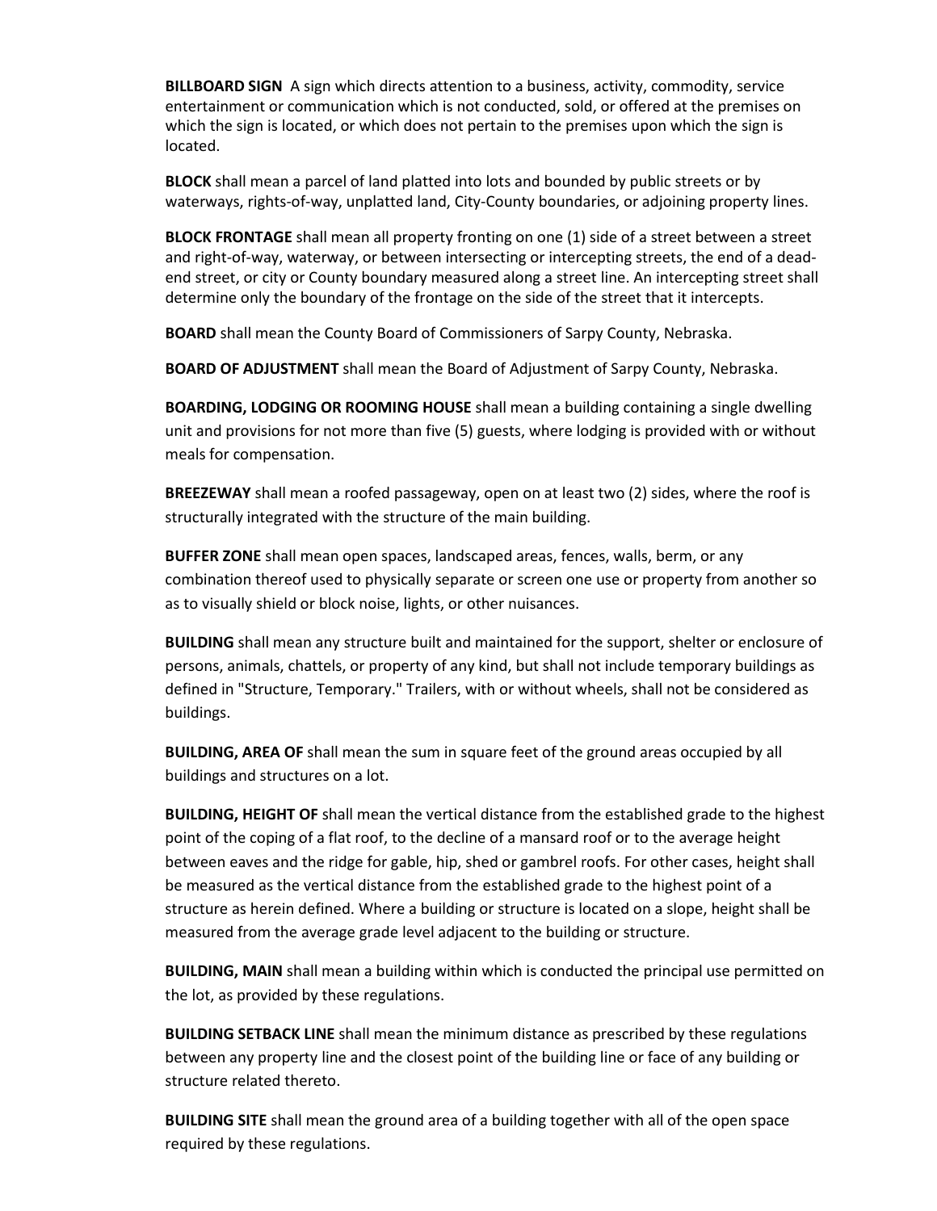**BILLBOARD SIGN** A sign which directs attention to a business, activity, commodity, service entertainment or communication which is not conducted, sold, or offered at the premises on which the sign is located, or which does not pertain to the premises upon which the sign is located.

**BLOCK** shall mean a parcel of land platted into lots and bounded by public streets or by waterways, rights-of-way, unplatted land, City-County boundaries, or adjoining property lines.

**BLOCK FRONTAGE** shall mean all property fronting on one (1) side of a street between a street and right-of-way, waterway, or between intersecting or intercepting streets, the end of a dead-end street, or city or County boundary measured along a street line. An intercepting street shall determine only the boundary of the frontage on the side of the street that it intercepts.

**BOARD** shall mean the County Board of Commissioners of Sarpy County, Nebraska.

**BOARD OF ADJUSTMENT** shall mean the Board of Adjustment of Sarpy County, Nebraska.

**BOARDING, LODGING OR ROOMING HOUSE** shall mean a building containing a single dwelling unit and provisions for not more than five (5) guests, where lodging is provided with or without meals for compensation.

**BREEZEWAY** shall mean a roofed passageway, open on at least two (2) sides, where the roof is structurally integrated with the structure of the main building.

**BUFFER ZONE** shall mean open spaces, landscaped areas, fences, walls, berm, or any combination thereof used to physically separate or screen one use or property from another so as to visually shield or block noise, lights, or other nuisances.

**BUILDING** shall mean any structure built and maintained for the support, shelter or enclosure of persons, animals, chattels, or property of any kind, but shall not include temporary buildings as defined in "Structure, Temporary." Trailers, with or without wheels, shall not be considered as buildings.

**BUILDING, AREA OF** shall mean the sum in square feet of the ground areas occupied by all buildings and structures on a lot.

**BUILDING, HEIGHT OF** shall mean the vertical distance from the established grade to the highest point of the coping of a flat roof, to the decline of a mansard roof or to the average height between eaves and the ridge for gable, hip, shed or gambrel roofs. For other cases, height shall be measured as the vertical distance from the established grade to the highest point of a structure as herein defined. Where a building or structure is located on a slope, height shall be measured from the average grade level adjacent to the building or structure.

**BUILDING, MAIN** shall mean a building within which is conducted the principal use permitted on the lot, as provided by these regulations.

**BUILDING SETBACK LINE** shall mean the minimum distance as prescribed by these regulations between any property line and the closest point of the building line or face of any building or structure related thereto.

**BUILDING SITE** shall mean the ground area of a building together with all of the open space required by these regulations.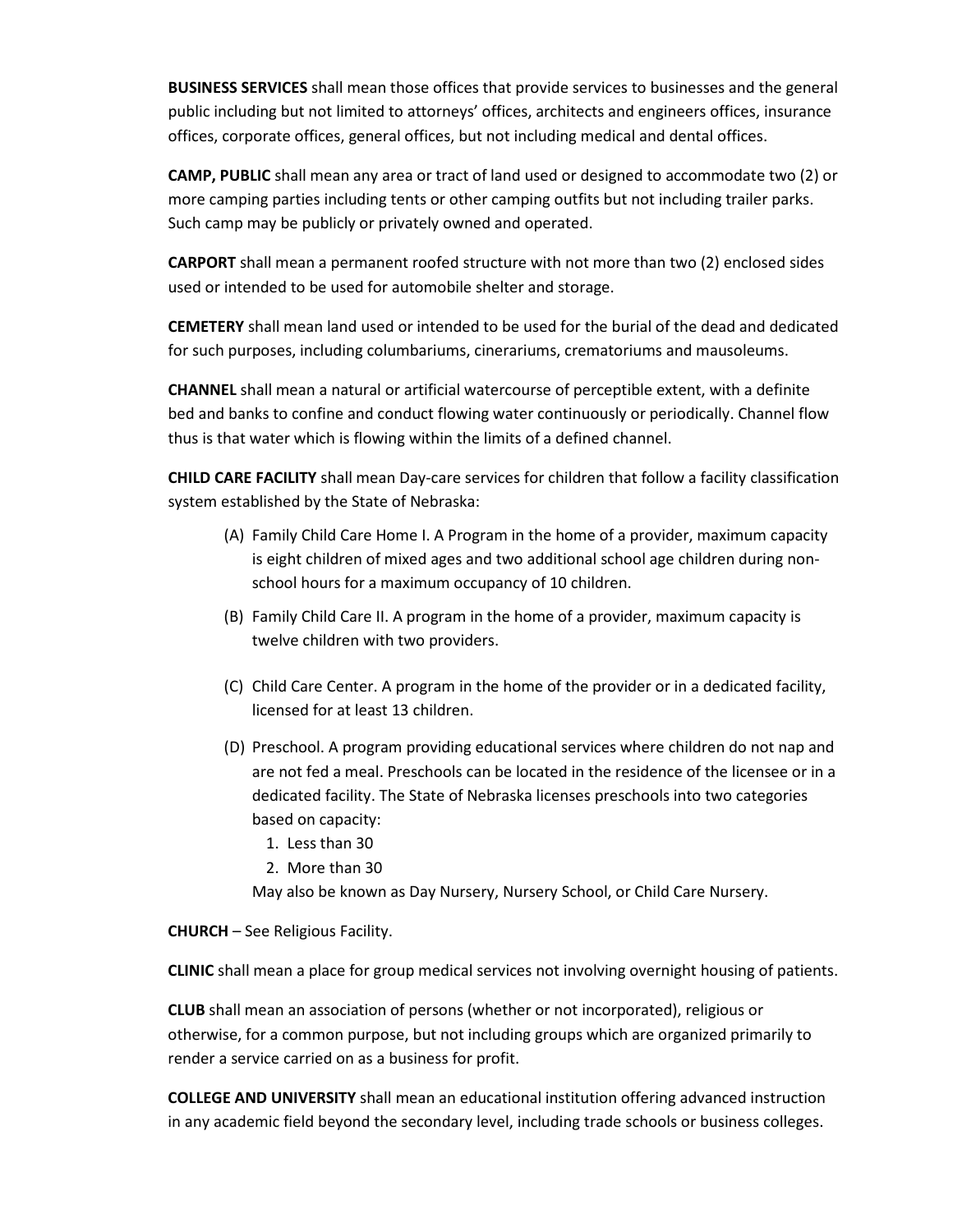**BUSINESS SERVICES** shall mean those offices that provide services to businesses and the general public including but not limited to attorneys' offices, architects and engineers offices, insurance offices, corporate offices, general offices, but not including medical and dental offices.

**CAMP, PUBLIC** shall mean any area or tract of land used or designed to accommodate two (2) or more camping parties including tents or other camping outfits but not including trailer parks. Such camp may be publicly or privately owned and operated.

**CARPORT** shall mean a permanent roofed structure with not more than two (2) enclosed sides used or intended to be used for automobile shelter and storage.

**CEMETERY** shall mean land used or intended to be used for the burial of the dead and dedicated for such purposes, including columbariums, cinerariums, crematoriums and mausoleums.

**CHANNEL** shall mean a natural or artificial watercourse of perceptible extent, with a definite bed and banks to confine and conduct flowing water continuously or periodically. Channel flow thus is that water which is flowing within the limits of a defined channel.

**CHILD CARE FACILITY** shall mean Day-care services for children that follow a facility classification system established by the State of Nebraska:

(A) Family Child Care Home I. A Program in the home of a provider, maximum capacity is eight children of mixed ages and two additional school age children during non-school hours for a maximum occupancy of 10 children.

(B) Family Child Care II. A program in the home of a provider, maximum capacity is twelve children with two providers.

(C) Child Care Center. A program in the home of the provider or in a dedicated facility, licensed for at least 13 children.

(D) Preschool. A program providing educational services where children do not nap and are not fed a meal. Preschools can be located in the residence of the licensee or in a dedicated facility. The State of Nebraska licenses preschools into two categories based on capacity:

1. Less than 30
2. More than 30

May also be known as Day Nursery, Nursery School, or Child Care Nursery.

**CHURCH** – See Religious Facility.

**CLINIC** shall mean a place for group medical services not involving overnight housing of patients.

**CLUB** shall mean an association of persons (whether or not incorporated), religious or otherwise, for a common purpose, but not including groups which are organized primarily to render a service carried on as a business for profit.

**COLLEGE AND UNIVERSITY** shall mean an educational institution offering advanced instruction in any academic field beyond the secondary level, including trade schools or business colleges.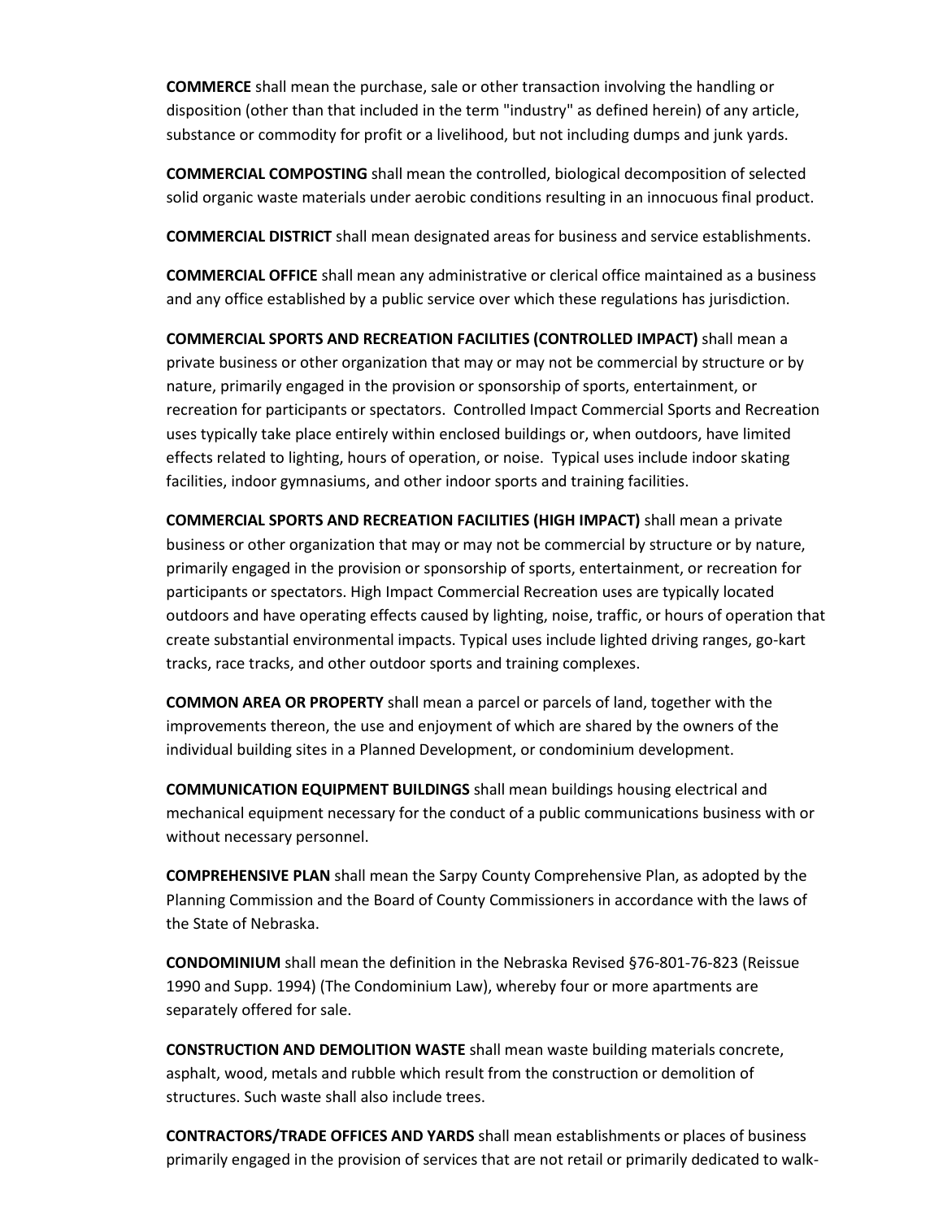**COMMERCE** shall mean the purchase, sale or other transaction involving the handling or disposition (other than that included in the term "industry" as defined herein) of any article, substance or commodity for profit or a livelihood, but not including dumps and junk yards.

**COMMERCIAL COMPOSTING** shall mean the controlled, biological decomposition of selected solid organic waste materials under aerobic conditions resulting in an innocuous final product.

**COMMERCIAL DISTRICT** shall mean designated areas for business and service establishments.

**COMMERCIAL OFFICE** shall mean any administrative or clerical office maintained as a business and any office established by a public service over which these regulations has jurisdiction.

**COMMERCIAL SPORTS AND RECREATION FACILITIES (CONTROLLED IMPACT)** shall mean a private business or other organization that may or may not be commercial by structure or by nature, primarily engaged in the provision or sponsorship of sports, entertainment, or recreation for participants or spectators. Controlled Impact Commercial Sports and Recreation uses typically take place entirely within enclosed buildings or, when outdoors, have limited effects related to lighting, hours of operation, or noise. Typical uses include indoor skating facilities, indoor gymnasiums, and other indoor sports and training facilities.

**COMMERCIAL SPORTS AND RECREATION FACILITIES (HIGH IMPACT)** shall mean a private business or other organization that may or may not be commercial by structure or by nature, primarily engaged in the provision or sponsorship of sports, entertainment, or recreation for participants or spectators. High Impact Commercial Recreation uses are typically located outdoors and have operating effects caused by lighting, noise, traffic, or hours of operation that create substantial environmental impacts. Typical uses include lighted driving ranges, go-kart tracks, race tracks, and other outdoor sports and training complexes.

**COMMON AREA OR PROPERTY** shall mean a parcel or parcels of land, together with the improvements thereon, the use and enjoyment of which are shared by the owners of the individual building sites in a Planned Development, or condominium development.

**COMMUNICATION EQUIPMENT BUILDINGS** shall mean buildings housing electrical and mechanical equipment necessary for the conduct of a public communications business with or without necessary personnel.

**COMPREHENSIVE PLAN** shall mean the Sarpy County Comprehensive Plan, as adopted by the Planning Commission and the Board of County Commissioners in accordance with the laws of the State of Nebraska.

**CONDOMINIUM** shall mean the definition in the Nebraska Revised §76-801-76-823 (Reissue 1990 and Supp. 1994) (The Condominium Law), whereby four or more apartments are separately offered for sale.

**CONSTRUCTION AND DEMOLITION WASTE** shall mean waste building materials concrete, asphalt, wood, metals and rubble which result from the construction or demolition of structures. Such waste shall also include trees.

**CONTRACTORS/TRADE OFFICES AND YARDS** shall mean establishments or places of business primarily engaged in the provision of services that are not retail or primarily dedicated to walk-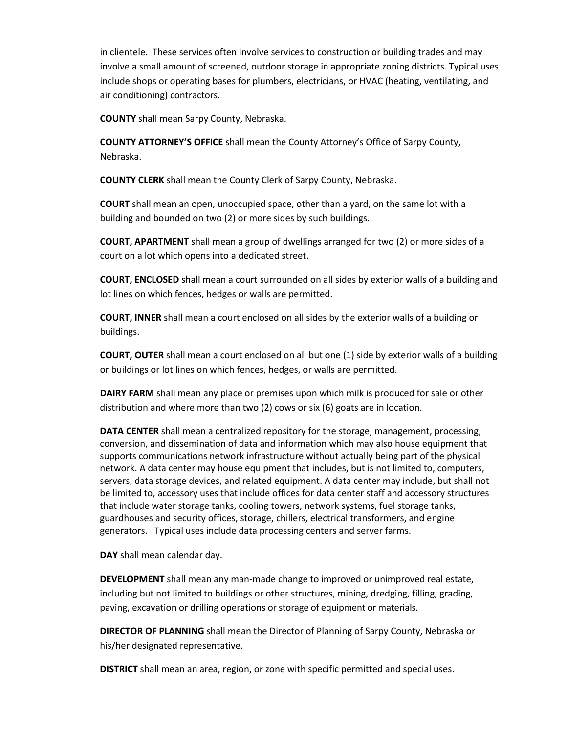in clientele. These services often involve services to construction or building trades and may involve a small amount of screened, outdoor storage in appropriate zoning districts. Typical uses include shops or operating bases for plumbers, electricians, or HVAC (heating, ventilating, and air conditioning) contractors.

**COUNTY** shall mean Sarpy County, Nebraska.

**COUNTY ATTORNEY'S OFFICE** shall mean the County Attorney's Office of Sarpy County, Nebraska.

**COUNTY CLERK** shall mean the County Clerk of Sarpy County, Nebraska.

**COURT** shall mean an open, unoccupied space, other than a yard, on the same lot with a building and bounded on two (2) or more sides by such buildings.

**COURT, APARTMENT** shall mean a group of dwellings arranged for two (2) or more sides of a court on a lot which opens into a dedicated street.

**COURT, ENCLOSED** shall mean a court surrounded on all sides by exterior walls of a building and lot lines on which fences, hedges or walls are permitted.

**COURT, INNER** shall mean a court enclosed on all sides by the exterior walls of a building or buildings.

**COURT, OUTER** shall mean a court enclosed on all but one (1) side by exterior walls of a building or buildings or lot lines on which fences, hedges, or walls are permitted.

**DAIRY FARM** shall mean any place or premises upon which milk is produced for sale or other distribution and where more than two (2) cows or six (6) goats are in location.

**DATA CENTER** shall mean a centralized repository for the storage, management, processing, conversion, and dissemination of data and information which may also house equipment that supports communications network infrastructure without actually being part of the physical network. A data center may house equipment that includes, but is not limited to, computers, servers, data storage devices, and related equipment. A data center may include, but shall not be limited to, accessory uses that include offices for data center staff and accessory structures that include water storage tanks, cooling towers, network systems, fuel storage tanks, guardhouses and security offices, storage, chillers, electrical transformers, and engine generators. Typical uses include data processing centers and server farms.

**DAY** shall mean calendar day.

**DEVELOPMENT** shall mean any man-made change to improved or unimproved real estate, including but not limited to buildings or other structures, mining, dredging, filling, grading, paving, excavation or drilling operations or storage of equipment or materials.

**DIRECTOR OF PLANNING** shall mean the Director of Planning of Sarpy County, Nebraska or his/her designated representative.

**DISTRICT** shall mean an area, region, or zone with specific permitted and special uses.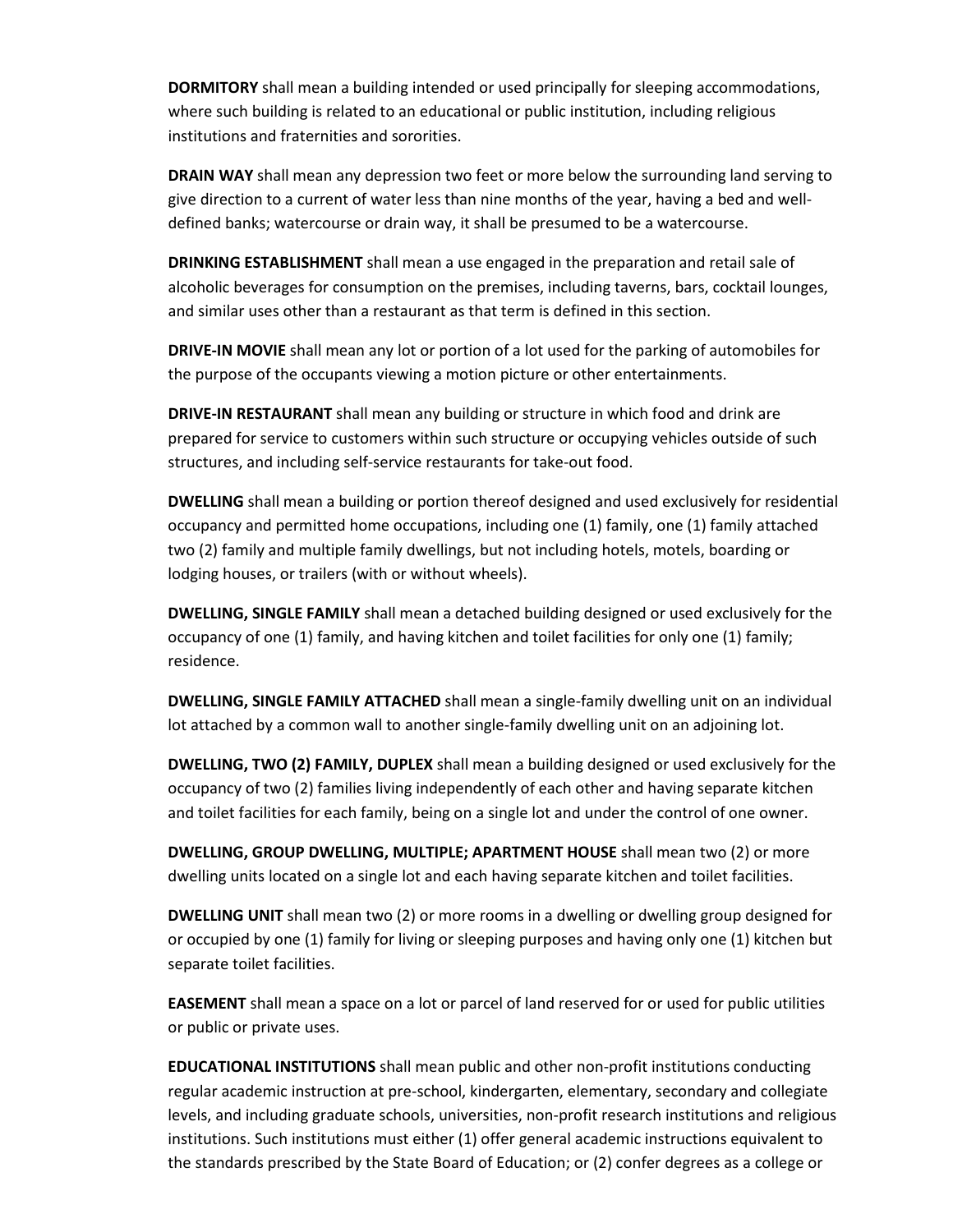**DORMITORY** shall mean a building intended or used principally for sleeping accommodations, where such building is related to an educational or public institution, including religious institutions and fraternities and sororities.

**DRAIN WAY** shall mean any depression two feet or more below the surrounding land serving to give direction to a current of water less than nine months of the year, having a bed and well-defined banks; watercourse or drain way, it shall be presumed to be a watercourse.

**DRINKING ESTABLISHMENT** shall mean a use engaged in the preparation and retail sale of alcoholic beverages for consumption on the premises, including taverns, bars, cocktail lounges, and similar uses other than a restaurant as that term is defined in this section.

**DRIVE-IN MOVIE** shall mean any lot or portion of a lot used for the parking of automobiles for the purpose of the occupants viewing a motion picture or other entertainments.

**DRIVE-IN RESTAURANT** shall mean any building or structure in which food and drink are prepared for service to customers within such structure or occupying vehicles outside of such structures, and including self-service restaurants for take-out food.

**DWELLING** shall mean a building or portion thereof designed and used exclusively for residential occupancy and permitted home occupations, including one (1) family, one (1) family attached two (2) family and multiple family dwellings, but not including hotels, motels, boarding or lodging houses, or trailers (with or without wheels).

**DWELLING, SINGLE FAMILY** shall mean a detached building designed or used exclusively for the occupancy of one (1) family, and having kitchen and toilet facilities for only one (1) family; residence.

**DWELLING, SINGLE FAMILY ATTACHED** shall mean a single-family dwelling unit on an individual lot attached by a common wall to another single-family dwelling unit on an adjoining lot.

**DWELLING, TWO (2) FAMILY, DUPLEX** shall mean a building designed or used exclusively for the occupancy of two (2) families living independently of each other and having separate kitchen and toilet facilities for each family, being on a single lot and under the control of one owner.

**DWELLING, GROUP DWELLING, MULTIPLE; APARTMENT HOUSE** shall mean two (2) or more dwelling units located on a single lot and each having separate kitchen and toilet facilities.

**DWELLING UNIT** shall mean two (2) or more rooms in a dwelling or dwelling group designed for or occupied by one (1) family for living or sleeping purposes and having only one (1) kitchen but separate toilet facilities.

**EASEMENT** shall mean a space on a lot or parcel of land reserved for or used for public utilities or public or private uses.

**EDUCATIONAL INSTITUTIONS** shall mean public and other non-profit institutions conducting regular academic instruction at pre-school, kindergarten, elementary, secondary and collegiate levels, and including graduate schools, universities, non-profit research institutions and religious institutions. Such institutions must either (1) offer general academic instructions equivalent to the standards prescribed by the State Board of Education; or (2) confer degrees as a college or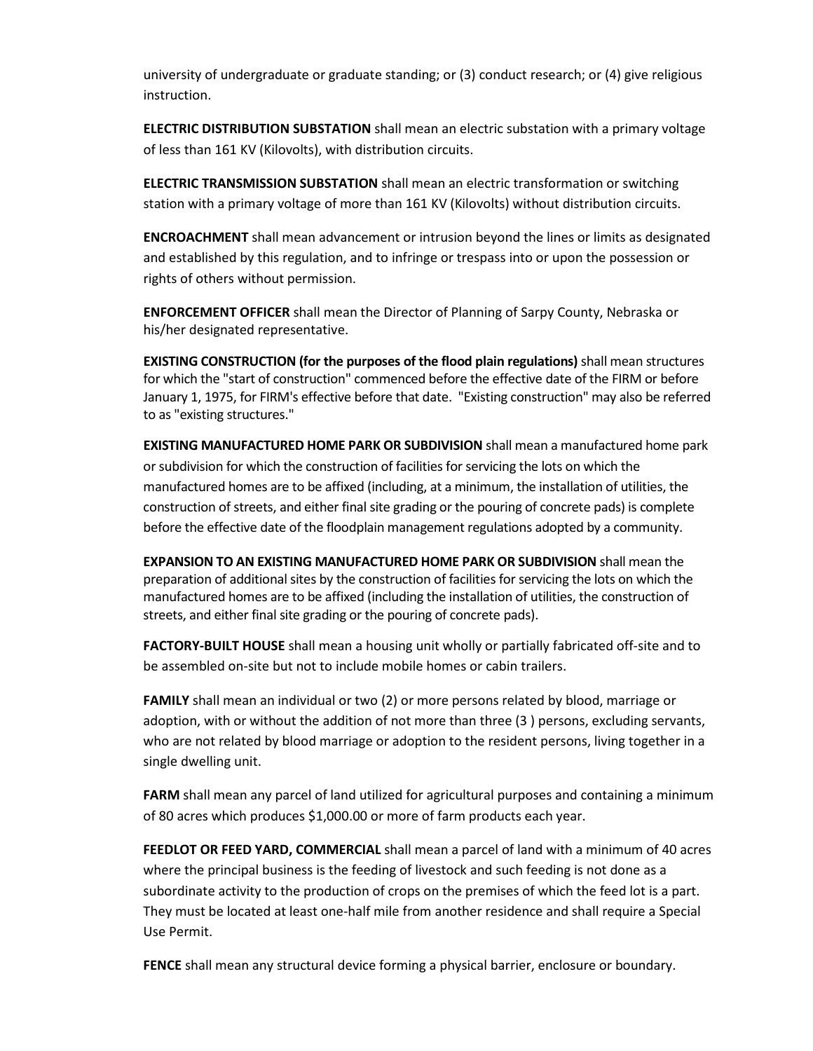university of undergraduate or graduate standing; or (3) conduct research; or (4) give religious instruction.

**ELECTRIC DISTRIBUTION SUBSTATION** shall mean an electric substation with a primary voltage of less than 161 KV (Kilovolts), with distribution circuits.

**ELECTRIC TRANSMISSION SUBSTATION** shall mean an electric transformation or switching station with a primary voltage of more than 161 KV (Kilovolts) without distribution circuits.

**ENCROACHMENT** shall mean advancement or intrusion beyond the lines or limits as designated and established by this regulation, and to infringe or trespass into or upon the possession or rights of others without permission.

**ENFORCEMENT OFFICER** shall mean the Director of Planning of Sarpy County, Nebraska or his/her designated representative.

**EXISTING CONSTRUCTION (for the purposes of the flood plain regulations)** shall mean structures for which the "start of construction" commenced before the effective date of the FIRM or before January 1, 1975, for FIRM's effective before that date. "Existing construction" may also be referred to as "existing structures."

**EXISTING MANUFACTURED HOME PARK OR SUBDIVISION** shall mean a manufactured home park or subdivision for which the construction of facilities for servicing the lots on which the manufactured homes are to be affixed (including, at a minimum, the installation of utilities, the construction of streets, and either final site grading or the pouring of concrete pads) is complete before the effective date of the floodplain management regulations adopted by a community.

**EXPANSION TO AN EXISTING MANUFACTURED HOME PARK OR SUBDIVISION** shall mean the preparation of additional sites by the construction of facilities for servicing the lots on which the manufactured homes are to be affixed (including the installation of utilities, the construction of streets, and either final site grading or the pouring of concrete pads).

**FACTORY-BUILT HOUSE** shall mean a housing unit wholly or partially fabricated off-site and to be assembled on-site but not to include mobile homes or cabin trailers.

**FAMILY** shall mean an individual or two (2) or more persons related by blood, marriage or adoption, with or without the addition of not more than three (3 ) persons, excluding servants, who are not related by blood marriage or adoption to the resident persons, living together in a single dwelling unit.

**FARM** shall mean any parcel of land utilized for agricultural purposes and containing a minimum of 80 acres which produces $1,000.00 or more of farm products each year.

**FEEDLOT OR FEED YARD, COMMERCIAL** shall mean a parcel of land with a minimum of 40 acres where the principal business is the feeding of livestock and such feeding is not done as a subordinate activity to the production of crops on the premises of which the feed lot is a part. They must be located at least one-half mile from another residence and shall require a Special Use Permit.

**FENCE** shall mean any structural device forming a physical barrier, enclosure or boundary.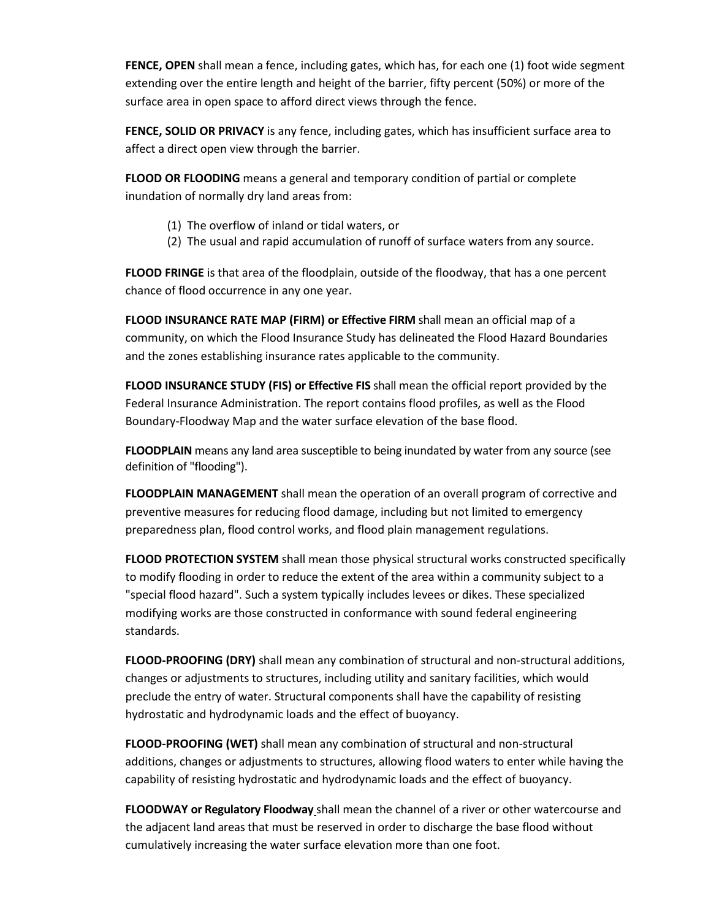**FENCE, OPEN** shall mean a fence, including gates, which has, for each one (1) foot wide segment extending over the entire length and height of the barrier, fifty percent (50%) or more of the surface area in open space to afford direct views through the fence.

**FENCE, SOLID OR PRIVACY** is any fence, including gates, which has insufficient surface area to affect a direct open view through the barrier.

**FLOOD OR FLOODING** means a general and temporary condition of partial or complete inundation of normally dry land areas from:

(1) The overflow of inland or tidal waters, or
(2) The usual and rapid accumulation of runoff of surface waters from any source.

**FLOOD FRINGE** is that area of the floodplain, outside of the floodway, that has a one percent chance of flood occurrence in any one year.

**FLOOD INSURANCE RATE MAP (FIRM) or Effective FIRM** shall mean an official map of a community, on which the Flood Insurance Study has delineated the Flood Hazard Boundaries and the zones establishing insurance rates applicable to the community.

**FLOOD INSURANCE STUDY (FIS) or Effective FIS** shall mean the official report provided by the Federal Insurance Administration. The report contains flood profiles, as well as the Flood Boundary-Floodway Map and the water surface elevation of the base flood.

**FLOODPLAIN** means any land area susceptible to being inundated by water from any source (see definition of "flooding").

**FLOODPLAIN MANAGEMENT** shall mean the operation of an overall program of corrective and preventive measures for reducing flood damage, including but not limited to emergency preparedness plan, flood control works, and flood plain management regulations.

**FLOOD PROTECTION SYSTEM** shall mean those physical structural works constructed specifically to modify flooding in order to reduce the extent of the area within a community subject to a "special flood hazard". Such a system typically includes levees or dikes. These specialized modifying works are those constructed in conformance with sound federal engineering standards.

**FLOOD-PROOFING (DRY)** shall mean any combination of structural and non-structural additions, changes or adjustments to structures, including utility and sanitary facilities, which would preclude the entry of water. Structural components shall have the capability of resisting hydrostatic and hydrodynamic loads and the effect of buoyancy.

**FLOOD-PROOFING (WET)** shall mean any combination of structural and non-structural additions, changes or adjustments to structures, allowing flood waters to enter while having the capability of resisting hydrostatic and hydrodynamic loads and the effect of buoyancy.

**FLOODWAY or Regulatory Floodway** shall mean the channel of a river or other watercourse and the adjacent land areas that must be reserved in order to discharge the base flood without cumulatively increasing the water surface elevation more than one foot.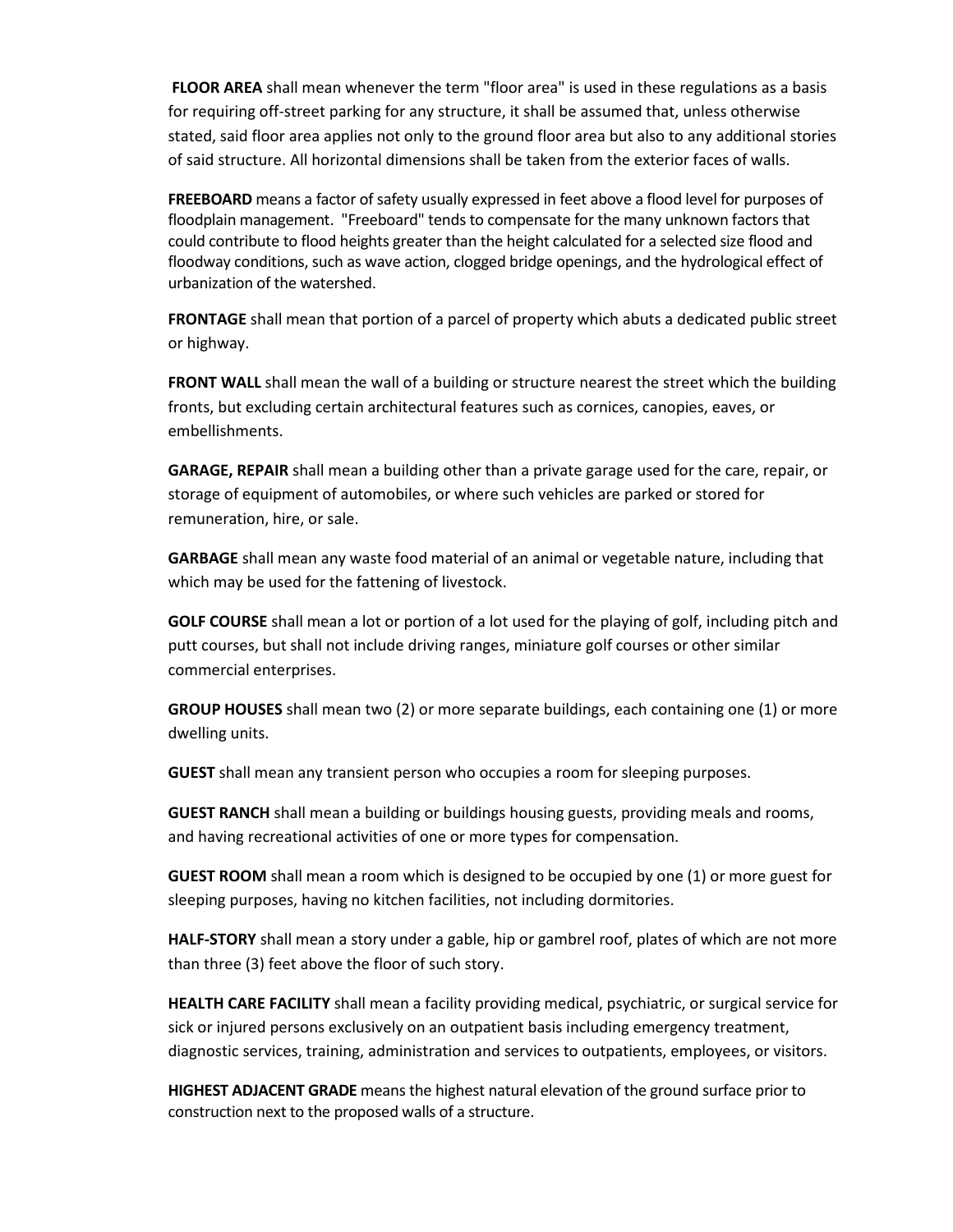**FLOOR AREA** shall mean whenever the term "floor area" is used in these regulations as a basis for requiring off-street parking for any structure, it shall be assumed that, unless otherwise stated, said floor area applies not only to the ground floor area but also to any additional stories of said structure. All horizontal dimensions shall be taken from the exterior faces of walls.

**FREEBOARD** means a factor of safety usually expressed in feet above a flood level for purposes of floodplain management. "Freeboard" tends to compensate for the many unknown factors that could contribute to flood heights greater than the height calculated for a selected size flood and floodway conditions, such as wave action, clogged bridge openings, and the hydrological effect of urbanization of the watershed.

**FRONTAGE** shall mean that portion of a parcel of property which abuts a dedicated public street or highway.

**FRONT WALL** shall mean the wall of a building or structure nearest the street which the building fronts, but excluding certain architectural features such as cornices, canopies, eaves, or embellishments.

**GARAGE, REPAIR** shall mean a building other than a private garage used for the care, repair, or storage of equipment of automobiles, or where such vehicles are parked or stored for remuneration, hire, or sale.

**GARBAGE** shall mean any waste food material of an animal or vegetable nature, including that which may be used for the fattening of livestock.

**GOLF COURSE** shall mean a lot or portion of a lot used for the playing of golf, including pitch and putt courses, but shall not include driving ranges, miniature golf courses or other similar commercial enterprises.

**GROUP HOUSES** shall mean two (2) or more separate buildings, each containing one (1) or more dwelling units.

**GUEST** shall mean any transient person who occupies a room for sleeping purposes.

**GUEST RANCH** shall mean a building or buildings housing guests, providing meals and rooms, and having recreational activities of one or more types for compensation.

**GUEST ROOM** shall mean a room which is designed to be occupied by one (1) or more guest for sleeping purposes, having no kitchen facilities, not including dormitories.

**HALF-STORY** shall mean a story under a gable, hip or gambrel roof, plates of which are not more than three (3) feet above the floor of such story.

**HEALTH CARE FACILITY** shall mean a facility providing medical, psychiatric, or surgical service for sick or injured persons exclusively on an outpatient basis including emergency treatment, diagnostic services, training, administration and services to outpatients, employees, or visitors.

**HIGHEST ADJACENT GRADE** means the highest natural elevation of the ground surface prior to construction next to the proposed walls of a structure.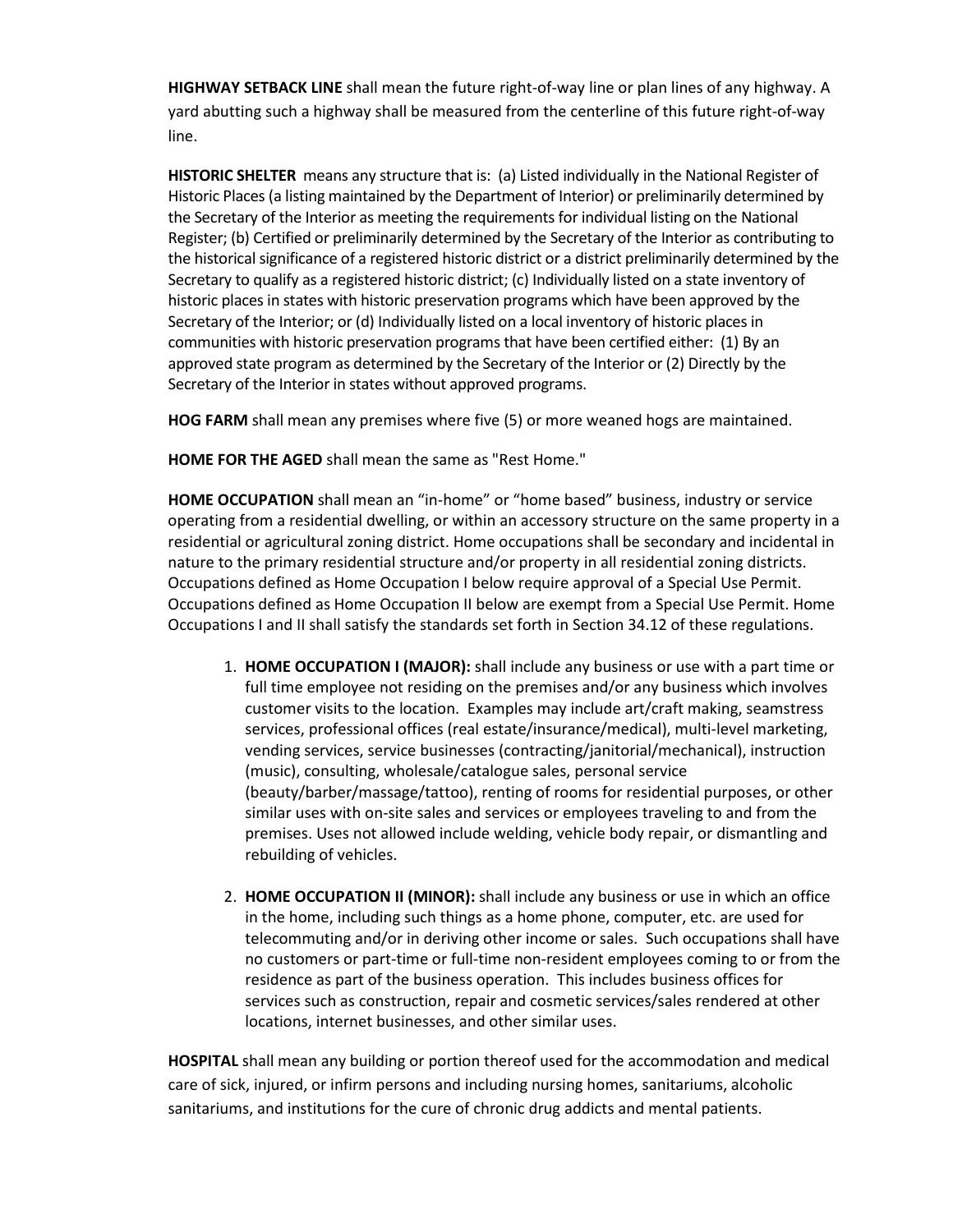**HIGHWAY SETBACK LINE** shall mean the future right-of-way line or plan lines of any highway. A yard abutting such a highway shall be measured from the centerline of this future right-of-way line.

**HISTORIC SHELTER** means any structure that is: (a) Listed individually in the National Register of Historic Places (a listing maintained by the Department of Interior) or preliminarily determined by the Secretary of the Interior as meeting the requirements for individual listing on the National Register; (b) Certified or preliminarily determined by the Secretary of the Interior as contributing to the historical significance of a registered historic district or a district preliminarily determined by the Secretary to qualify as a registered historic district; (c) Individually listed on a state inventory of historic places in states with historic preservation programs which have been approved by the Secretary of the Interior; or (d) Individually listed on a local inventory of historic places in communities with historic preservation programs that have been certified either: (1) By an approved state program as determined by the Secretary of the Interior or (2) Directly by the Secretary of the Interior in states without approved programs.

**HOG FARM** shall mean any premises where five (5) or more weaned hogs are maintained.

**HOME FOR THE AGED** shall mean the same as "Rest Home."

**HOME OCCUPATION** shall mean an "in-home" or "home based" business, industry or service operating from a residential dwelling, or within an accessory structure on the same property in a residential or agricultural zoning district. Home occupations shall be secondary and incidental in nature to the primary residential structure and/or property in all residential zoning districts. Occupations defined as Home Occupation I below require approval of a Special Use Permit. Occupations defined as Home Occupation II below are exempt from a Special Use Permit. Home Occupations I and II shall satisfy the standards set forth in Section 34.12 of these regulations.

1. **HOME OCCUPATION I (MAJOR):** shall include any business or use with a part time or full time employee not residing on the premises and/or any business which involves customer visits to the location. Examples may include art/craft making, seamstress services, professional offices (real estate/insurance/medical), multi-level marketing, vending services, service businesses (contracting/janitorial/mechanical), instruction (music), consulting, wholesale/catalogue sales, personal service (beauty/barber/massage/tattoo), renting of rooms for residential purposes, or other similar uses with on-site sales and services or employees traveling to and from the premises. Uses not allowed include welding, vehicle body repair, or dismantling and rebuilding of vehicles.

2. **HOME OCCUPATION II (MINOR):** shall include any business or use in which an office in the home, including such things as a home phone, computer, etc. are used for telecommuting and/or in deriving other income or sales. Such occupations shall have no customers or part-time or full-time non-resident employees coming to or from the residence as part of the business operation. This includes business offices for services such as construction, repair and cosmetic services/sales rendered at other locations, internet businesses, and other similar uses.

**HOSPITAL** shall mean any building or portion thereof used for the accommodation and medical care of sick, injured, or infirm persons and including nursing homes, sanitariums, alcoholic sanitariums, and institutions for the cure of chronic drug addicts and mental patients.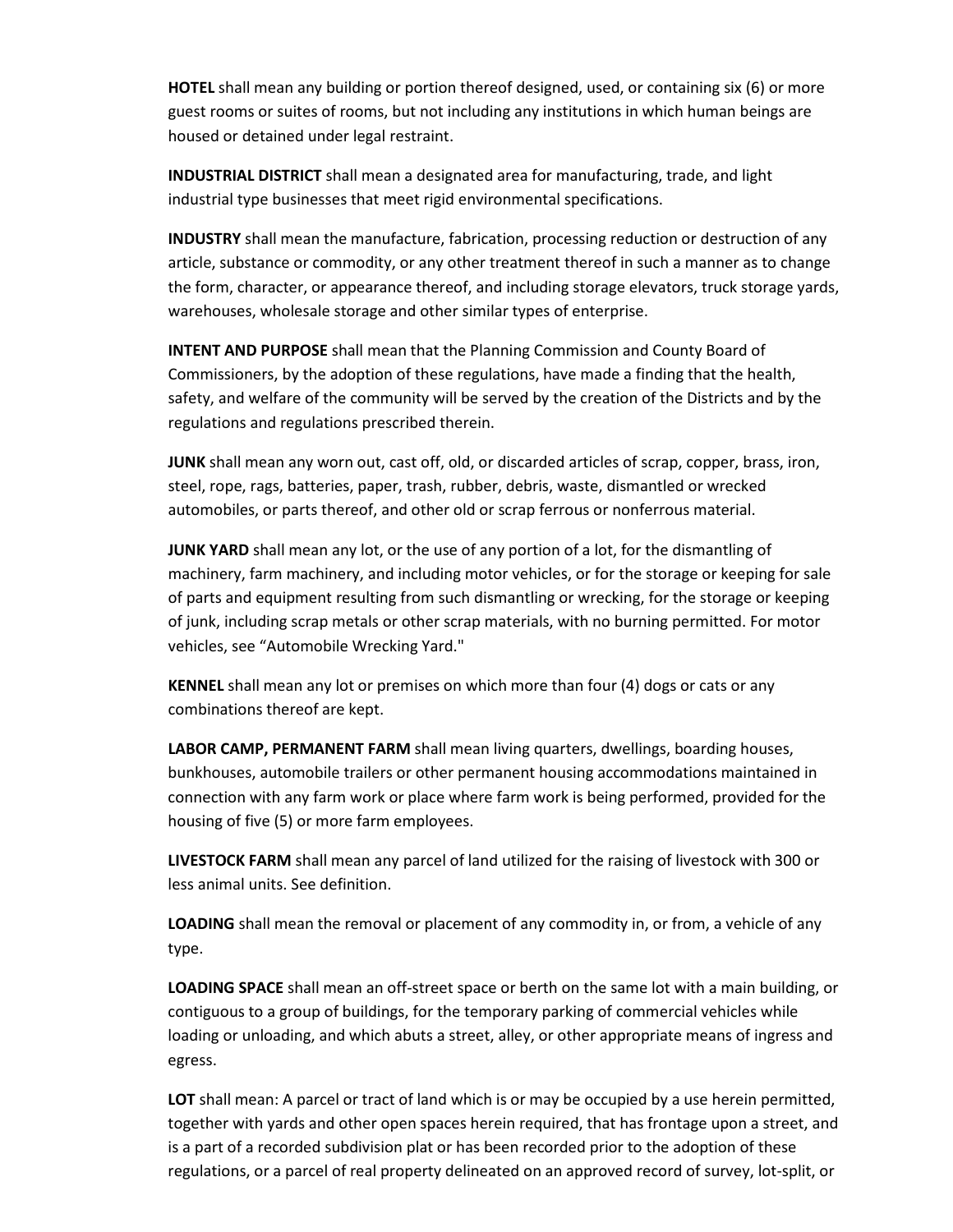**HOTEL** shall mean any building or portion thereof designed, used, or containing six (6) or more guest rooms or suites of rooms, but not including any institutions in which human beings are housed or detained under legal restraint.

**INDUSTRIAL DISTRICT** shall mean a designated area for manufacturing, trade, and light industrial type businesses that meet rigid environmental specifications.

**INDUSTRY** shall mean the manufacture, fabrication, processing reduction or destruction of any article, substance or commodity, or any other treatment thereof in such a manner as to change the form, character, or appearance thereof, and including storage elevators, truck storage yards, warehouses, wholesale storage and other similar types of enterprise.

**INTENT AND PURPOSE** shall mean that the Planning Commission and County Board of Commissioners, by the adoption of these regulations, have made a finding that the health, safety, and welfare of the community will be served by the creation of the Districts and by the regulations and regulations prescribed therein.

**JUNK** shall mean any worn out, cast off, old, or discarded articles of scrap, copper, brass, iron, steel, rope, rags, batteries, paper, trash, rubber, debris, waste, dismantled or wrecked automobiles, or parts thereof, and other old or scrap ferrous or nonferrous material.

**JUNK YARD** shall mean any lot, or the use of any portion of a lot, for the dismantling of machinery, farm machinery, and including motor vehicles, or for the storage or keeping for sale of parts and equipment resulting from such dismantling or wrecking, for the storage or keeping of junk, including scrap metals or other scrap materials, with no burning permitted. For motor vehicles, see "Automobile Wrecking Yard."

**KENNEL** shall mean any lot or premises on which more than four (4) dogs or cats or any combinations thereof are kept.

**LABOR CAMP, PERMANENT FARM** shall mean living quarters, dwellings, boarding houses, bunkhouses, automobile trailers or other permanent housing accommodations maintained in connection with any farm work or place where farm work is being performed, provided for the housing of five (5) or more farm employees.

**LIVESTOCK FARM** shall mean any parcel of land utilized for the raising of livestock with 300 or less animal units. See definition.

**LOADING** shall mean the removal or placement of any commodity in, or from, a vehicle of any type.

**LOADING SPACE** shall mean an off-street space or berth on the same lot with a main building, or contiguous to a group of buildings, for the temporary parking of commercial vehicles while loading or unloading, and which abuts a street, alley, or other appropriate means of ingress and egress.

**LOT** shall mean: A parcel or tract of land which is or may be occupied by a use herein permitted, together with yards and other open spaces herein required, that has frontage upon a street, and is a part of a recorded subdivision plat or has been recorded prior to the adoption of these regulations, or a parcel of real property delineated on an approved record of survey, lot-split, or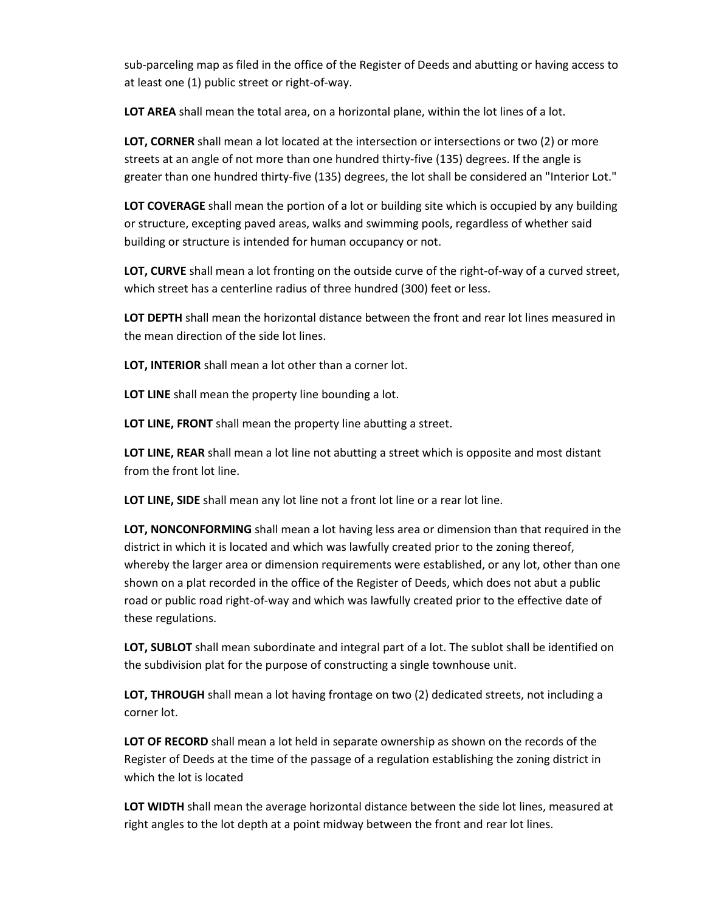sub-parceling map as filed in the office of the Register of Deeds and abutting or having access to at least one (1) public street or right-of-way.

**LOT AREA** shall mean the total area, on a horizontal plane, within the lot lines of a lot.

**LOT, CORNER** shall mean a lot located at the intersection or intersections or two (2) or more streets at an angle of not more than one hundred thirty-five (135) degrees. If the angle is greater than one hundred thirty-five (135) degrees, the lot shall be considered an "Interior Lot."

**LOT COVERAGE** shall mean the portion of a lot or building site which is occupied by any building or structure, excepting paved areas, walks and swimming pools, regardless of whether said building or structure is intended for human occupancy or not.

**LOT, CURVE** shall mean a lot fronting on the outside curve of the right-of-way of a curved street, which street has a centerline radius of three hundred (300) feet or less.

**LOT DEPTH** shall mean the horizontal distance between the front and rear lot lines measured in the mean direction of the side lot lines.

**LOT, INTERIOR** shall mean a lot other than a corner lot.

**LOT LINE** shall mean the property line bounding a lot.

**LOT LINE, FRONT** shall mean the property line abutting a street.

**LOT LINE, REAR** shall mean a lot line not abutting a street which is opposite and most distant from the front lot line.

**LOT LINE, SIDE** shall mean any lot line not a front lot line or a rear lot line.

**LOT, NONCONFORMING** shall mean a lot having less area or dimension than that required in the district in which it is located and which was lawfully created prior to the zoning thereof, whereby the larger area or dimension requirements were established, or any lot, other than one shown on a plat recorded in the office of the Register of Deeds, which does not abut a public road or public road right-of-way and which was lawfully created prior to the effective date of these regulations.

**LOT, SUBLOT** shall mean subordinate and integral part of a lot. The sublot shall be identified on the subdivision plat for the purpose of constructing a single townhouse unit.

**LOT, THROUGH** shall mean a lot having frontage on two (2) dedicated streets, not including a corner lot.

**LOT OF RECORD** shall mean a lot held in separate ownership as shown on the records of the Register of Deeds at the time of the passage of a regulation establishing the zoning district in which the lot is located

**LOT WIDTH** shall mean the average horizontal distance between the side lot lines, measured at right angles to the lot depth at a point midway between the front and rear lot lines.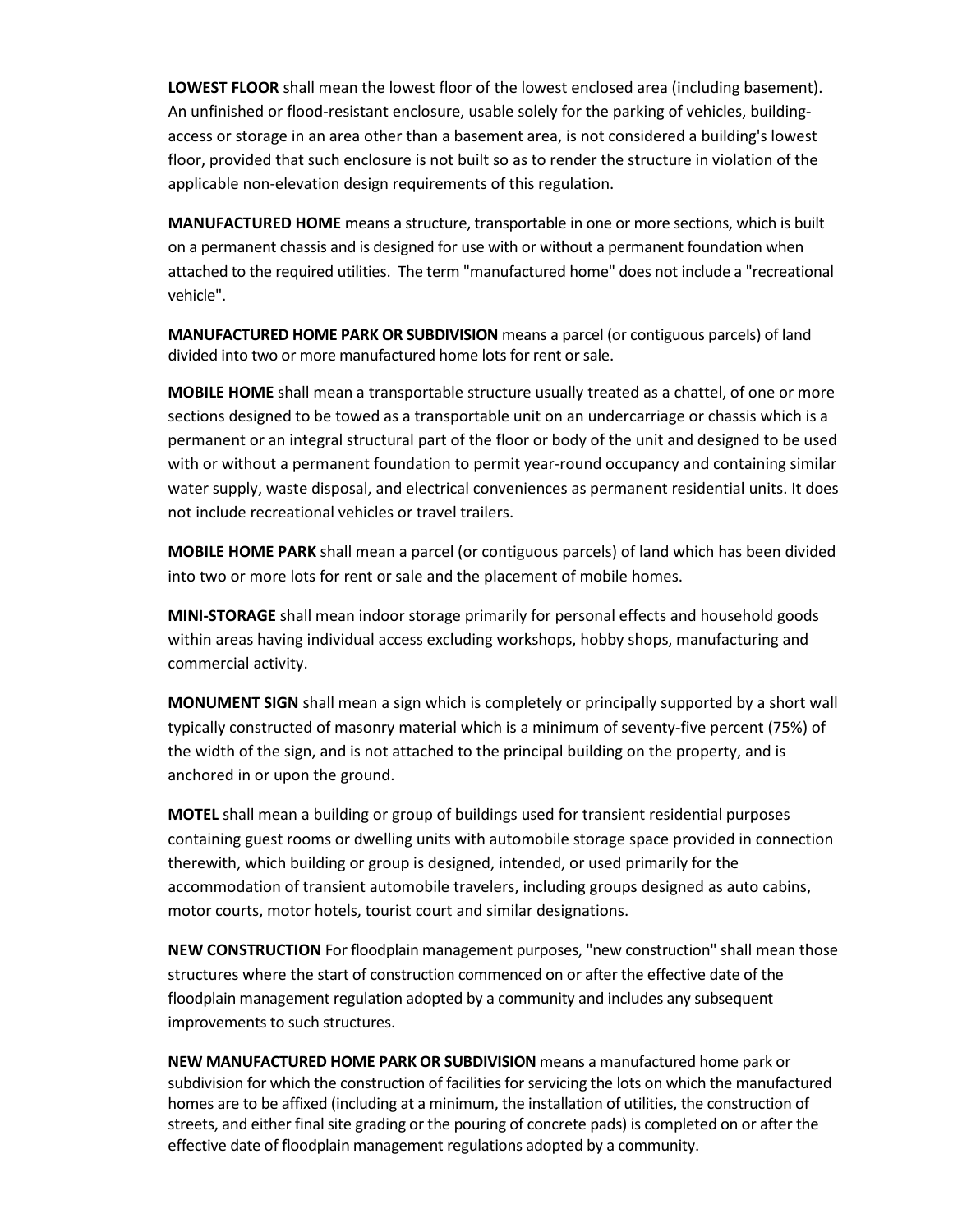**LOWEST FLOOR** shall mean the lowest floor of the lowest enclosed area (including basement). An unfinished or flood-resistant enclosure, usable solely for the parking of vehicles, building-access or storage in an area other than a basement area, is not considered a building's lowest floor, provided that such enclosure is not built so as to render the structure in violation of the applicable non-elevation design requirements of this regulation.

**MANUFACTURED HOME** means a structure, transportable in one or more sections, which is built on a permanent chassis and is designed for use with or without a permanent foundation when attached to the required utilities. The term "manufactured home" does not include a "recreational vehicle".

**MANUFACTURED HOME PARK OR SUBDIVISION** means a parcel (or contiguous parcels) of land divided into two or more manufactured home lots for rent or sale.

**MOBILE HOME** shall mean a transportable structure usually treated as a chattel, of one or more sections designed to be towed as a transportable unit on an undercarriage or chassis which is a permanent or an integral structural part of the floor or body of the unit and designed to be used with or without a permanent foundation to permit year-round occupancy and containing similar water supply, waste disposal, and electrical conveniences as permanent residential units. It does not include recreational vehicles or travel trailers.

**MOBILE HOME PARK** shall mean a parcel (or contiguous parcels) of land which has been divided into two or more lots for rent or sale and the placement of mobile homes.

**MINI-STORAGE** shall mean indoor storage primarily for personal effects and household goods within areas having individual access excluding workshops, hobby shops, manufacturing and commercial activity.

**MONUMENT SIGN** shall mean a sign which is completely or principally supported by a short wall typically constructed of masonry material which is a minimum of seventy-five percent (75%) of the width of the sign, and is not attached to the principal building on the property, and is anchored in or upon the ground.

**MOTEL** shall mean a building or group of buildings used for transient residential purposes containing guest rooms or dwelling units with automobile storage space provided in connection therewith, which building or group is designed, intended, or used primarily for the accommodation of transient automobile travelers, including groups designed as auto cabins, motor courts, motor hotels, tourist court and similar designations.

**NEW CONSTRUCTION** For floodplain management purposes, "new construction" shall mean those structures where the start of construction commenced on or after the effective date of the floodplain management regulation adopted by a community and includes any subsequent improvements to such structures.

**NEW MANUFACTURED HOME PARK OR SUBDIVISION** means a manufactured home park or subdivision for which the construction of facilities for servicing the lots on which the manufactured homes are to be affixed (including at a minimum, the installation of utilities, the construction of streets, and either final site grading or the pouring of concrete pads) is completed on or after the effective date of floodplain management regulations adopted by a community.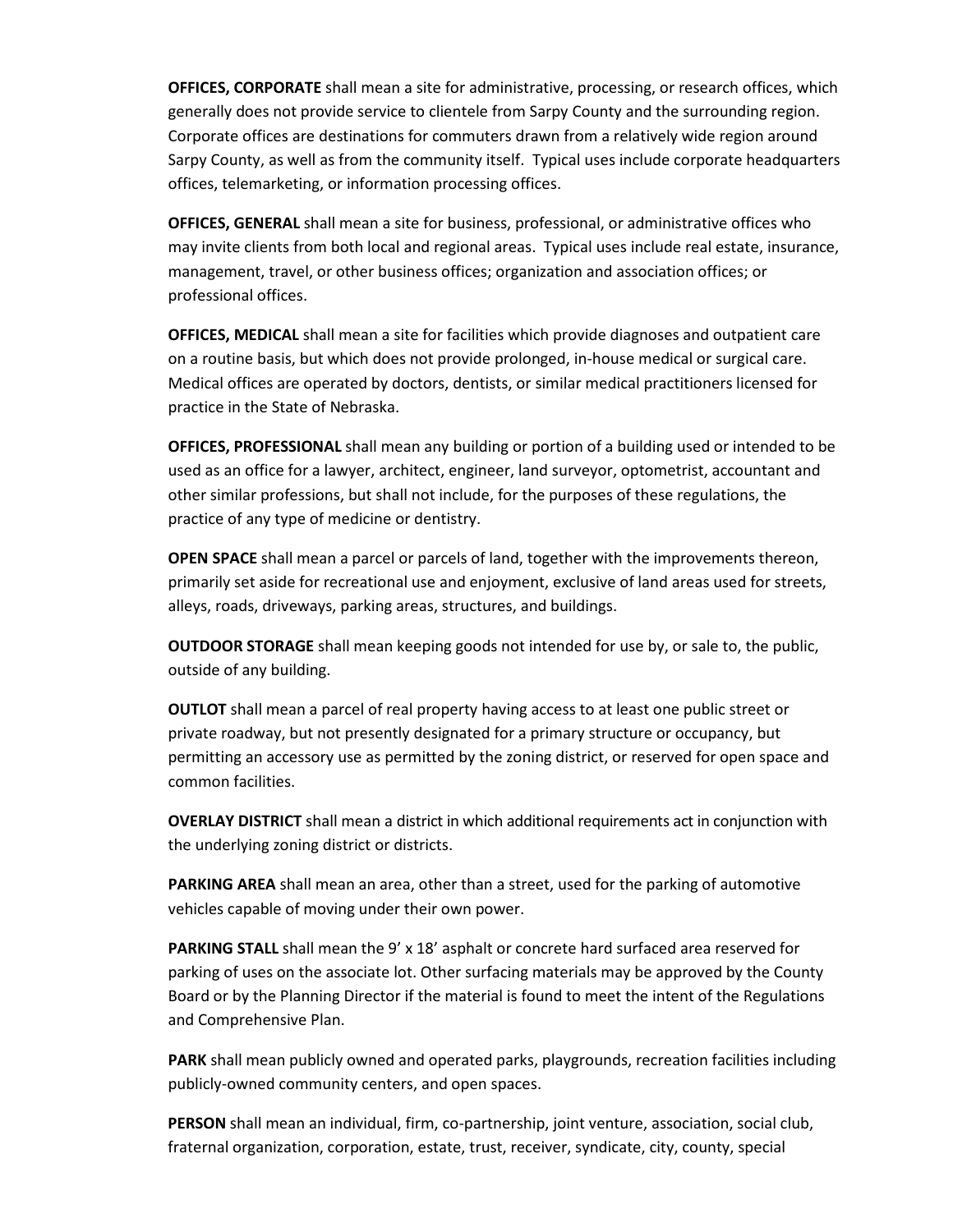**OFFICES, CORPORATE** shall mean a site for administrative, processing, or research offices, which generally does not provide service to clientele from Sarpy County and the surrounding region. Corporate offices are destinations for commuters drawn from a relatively wide region around Sarpy County, as well as from the community itself. Typical uses include corporate headquarters offices, telemarketing, or information processing offices.

**OFFICES, GENERAL** shall mean a site for business, professional, or administrative offices who may invite clients from both local and regional areas. Typical uses include real estate, insurance, management, travel, or other business offices; organization and association offices; or professional offices.

**OFFICES, MEDICAL** shall mean a site for facilities which provide diagnoses and outpatient care on a routine basis, but which does not provide prolonged, in-house medical or surgical care. Medical offices are operated by doctors, dentists, or similar medical practitioners licensed for practice in the State of Nebraska.

**OFFICES, PROFESSIONAL** shall mean any building or portion of a building used or intended to be used as an office for a lawyer, architect, engineer, land surveyor, optometrist, accountant and other similar professions, but shall not include, for the purposes of these regulations, the practice of any type of medicine or dentistry.

**OPEN SPACE** shall mean a parcel or parcels of land, together with the improvements thereon, primarily set aside for recreational use and enjoyment, exclusive of land areas used for streets, alleys, roads, driveways, parking areas, structures, and buildings.

**OUTDOOR STORAGE** shall mean keeping goods not intended for use by, or sale to, the public, outside of any building.

**OUTLOT** shall mean a parcel of real property having access to at least one public street or private roadway, but not presently designated for a primary structure or occupancy, but permitting an accessory use as permitted by the zoning district, or reserved for open space and common facilities.

**OVERLAY DISTRICT** shall mean a district in which additional requirements act in conjunction with the underlying zoning district or districts.

**PARKING AREA** shall mean an area, other than a street, used for the parking of automotive vehicles capable of moving under their own power.

**PARKING STALL** shall mean the 9' x 18' asphalt or concrete hard surfaced area reserved for parking of uses on the associate lot. Other surfacing materials may be approved by the County Board or by the Planning Director if the material is found to meet the intent of the Regulations and Comprehensive Plan.

**PARK** shall mean publicly owned and operated parks, playgrounds, recreation facilities including publicly-owned community centers, and open spaces.

**PERSON** shall mean an individual, firm, co-partnership, joint venture, association, social club, fraternal organization, corporation, estate, trust, receiver, syndicate, city, county, special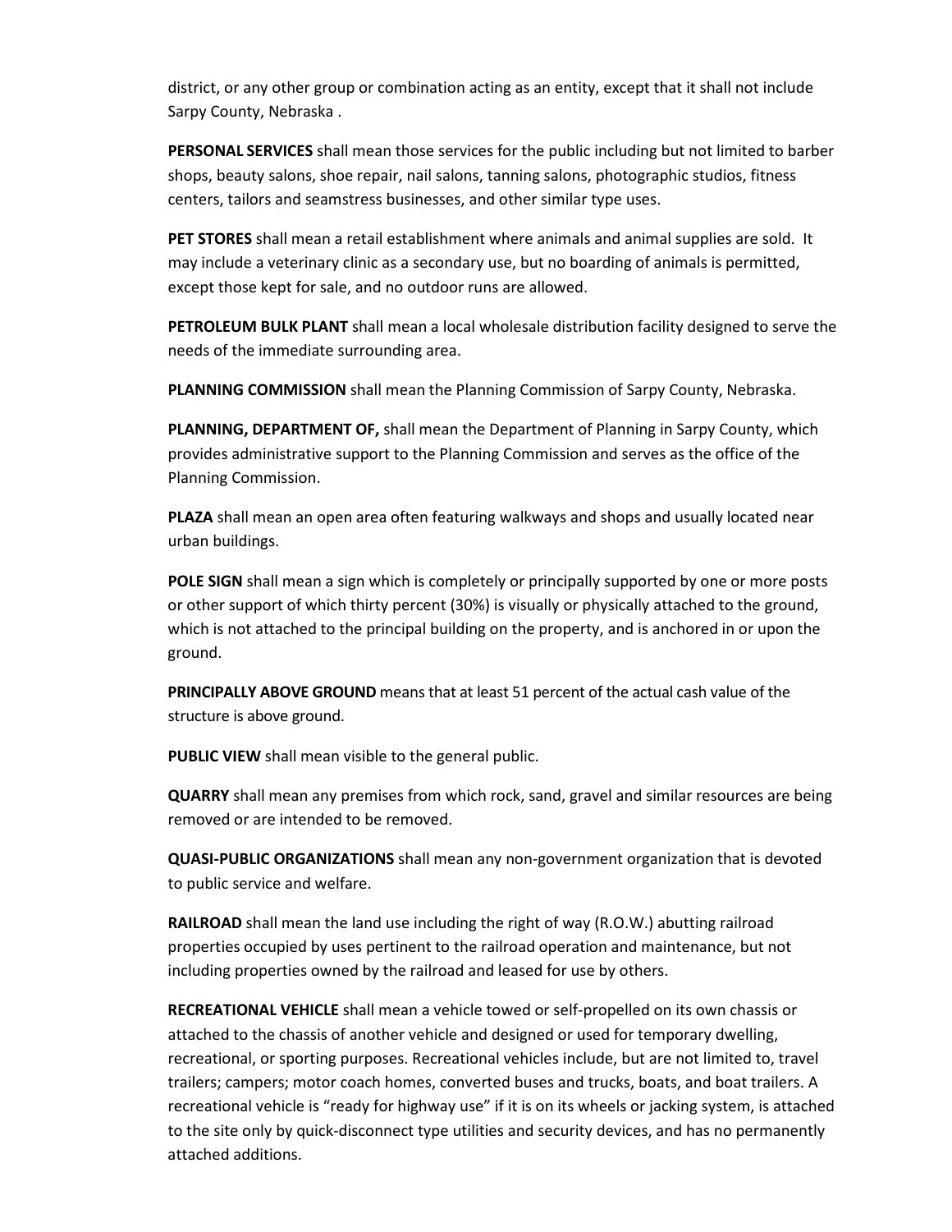district, or any other group or combination acting as an entity, except that it shall not include Sarpy County, Nebraska .

**PERSONAL SERVICES** shall mean those services for the public including but not limited to barber shops, beauty salons, shoe repair, nail salons, tanning salons, photographic studios, fitness centers, tailors and seamstress businesses, and other similar type uses.

**PET STORES** shall mean a retail establishment where animals and animal supplies are sold. It may include a veterinary clinic as a secondary use, but no boarding of animals is permitted, except those kept for sale, and no outdoor runs are allowed.

**PETROLEUM BULK PLANT** shall mean a local wholesale distribution facility designed to serve the needs of the immediate surrounding area.

**PLANNING COMMISSION** shall mean the Planning Commission of Sarpy County, Nebraska.

**PLANNING, DEPARTMENT OF,** shall mean the Department of Planning in Sarpy County, which provides administrative support to the Planning Commission and serves as the office of the Planning Commission.

**PLAZA** shall mean an open area often featuring walkways and shops and usually located near urban buildings.

**POLE SIGN** shall mean a sign which is completely or principally supported by one or more posts or other support of which thirty percent (30%) is visually or physically attached to the ground, which is not attached to the principal building on the property, and is anchored in or upon the ground.

**PRINCIPALLY ABOVE GROUND** means that at least 51 percent of the actual cash value of the structure is above ground.

**PUBLIC VIEW** shall mean visible to the general public.

**QUARRY** shall mean any premises from which rock, sand, gravel and similar resources are being removed or are intended to be removed.

**QUASI-PUBLIC ORGANIZATIONS** shall mean any non-government organization that is devoted to public service and welfare.

**RAILROAD** shall mean the land use including the right of way (R.O.W.) abutting railroad properties occupied by uses pertinent to the railroad operation and maintenance, but not including properties owned by the railroad and leased for use by others.

**RECREATIONAL VEHICLE** shall mean a vehicle towed or self-propelled on its own chassis or attached to the chassis of another vehicle and designed or used for temporary dwelling, recreational, or sporting purposes. Recreational vehicles include, but are not limited to, travel trailers; campers; motor coach homes, converted buses and trucks, boats, and boat trailers. A recreational vehicle is "ready for highway use" if it is on its wheels or jacking system, is attached to the site only by quick-disconnect type utilities and security devices, and has no permanently attached additions.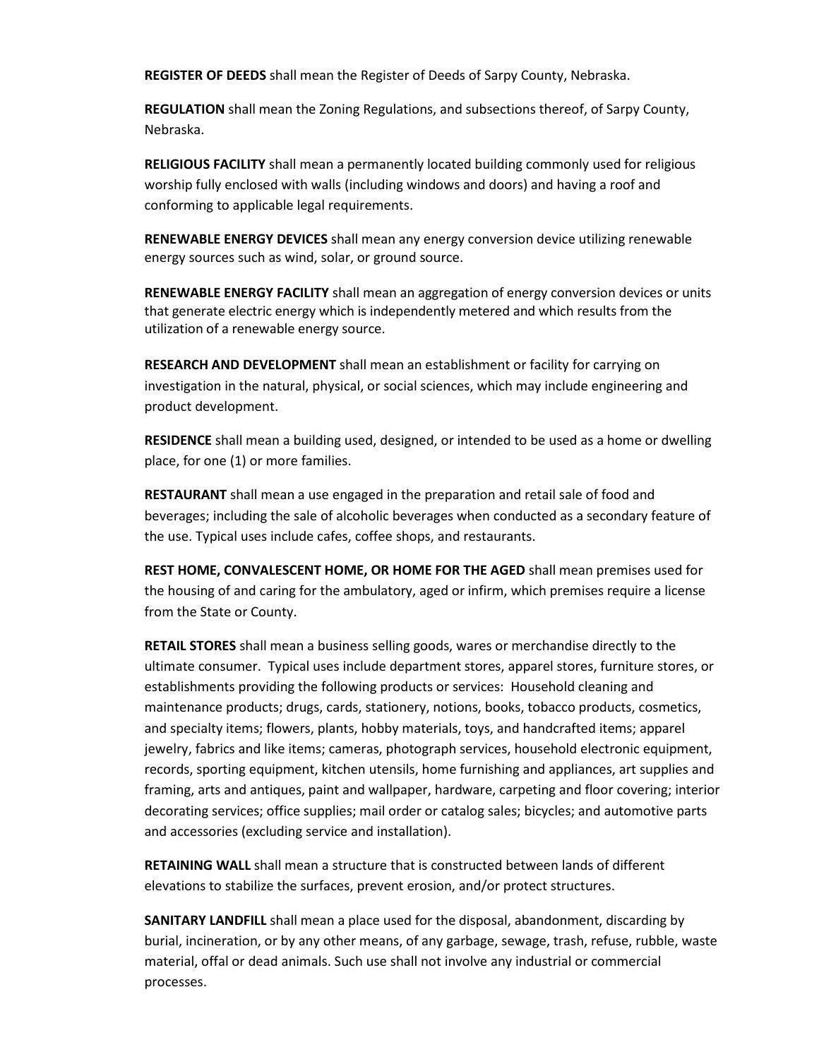**REGISTER OF DEEDS** shall mean the Register of Deeds of Sarpy County, Nebraska.

**REGULATION** shall mean the Zoning Regulations, and subsections thereof, of Sarpy County, Nebraska.

**RELIGIOUS FACILITY** shall mean a permanently located building commonly used for religious worship fully enclosed with walls (including windows and doors) and having a roof and conforming to applicable legal requirements.

**RENEWABLE ENERGY DEVICES** shall mean any energy conversion device utilizing renewable energy sources such as wind, solar, or ground source.

**RENEWABLE ENERGY FACILITY** shall mean an aggregation of energy conversion devices or units that generate electric energy which is independently metered and which results from the utilization of a renewable energy source.

**RESEARCH AND DEVELOPMENT** shall mean an establishment or facility for carrying on investigation in the natural, physical, or social sciences, which may include engineering and product development.

**RESIDENCE** shall mean a building used, designed, or intended to be used as a home or dwelling place, for one (1) or more families.

**RESTAURANT** shall mean a use engaged in the preparation and retail sale of food and beverages; including the sale of alcoholic beverages when conducted as a secondary feature of the use. Typical uses include cafes, coffee shops, and restaurants.

**REST HOME, CONVALESCENT HOME, OR HOME FOR THE AGED** shall mean premises used for the housing of and caring for the ambulatory, aged or infirm, which premises require a license from the State or County.

**RETAIL STORES** shall mean a business selling goods, wares or merchandise directly to the ultimate consumer. Typical uses include department stores, apparel stores, furniture stores, or establishments providing the following products or services: Household cleaning and maintenance products; drugs, cards, stationery, notions, books, tobacco products, cosmetics, and specialty items; flowers, plants, hobby materials, toys, and handcrafted items; apparel jewelry, fabrics and like items; cameras, photograph services, household electronic equipment, records, sporting equipment, kitchen utensils, home furnishing and appliances, art supplies and framing, arts and antiques, paint and wallpaper, hardware, carpeting and floor covering; interior decorating services; office supplies; mail order or catalog sales; bicycles; and automotive parts and accessories (excluding service and installation).

**RETAINING WALL** shall mean a structure that is constructed between lands of different elevations to stabilize the surfaces, prevent erosion, and/or protect structures.

**SANITARY LANDFILL** shall mean a place used for the disposal, abandonment, discarding by burial, incineration, or by any other means, of any garbage, sewage, trash, refuse, rubble, waste material, offal or dead animals. Such use shall not involve any industrial or commercial processes.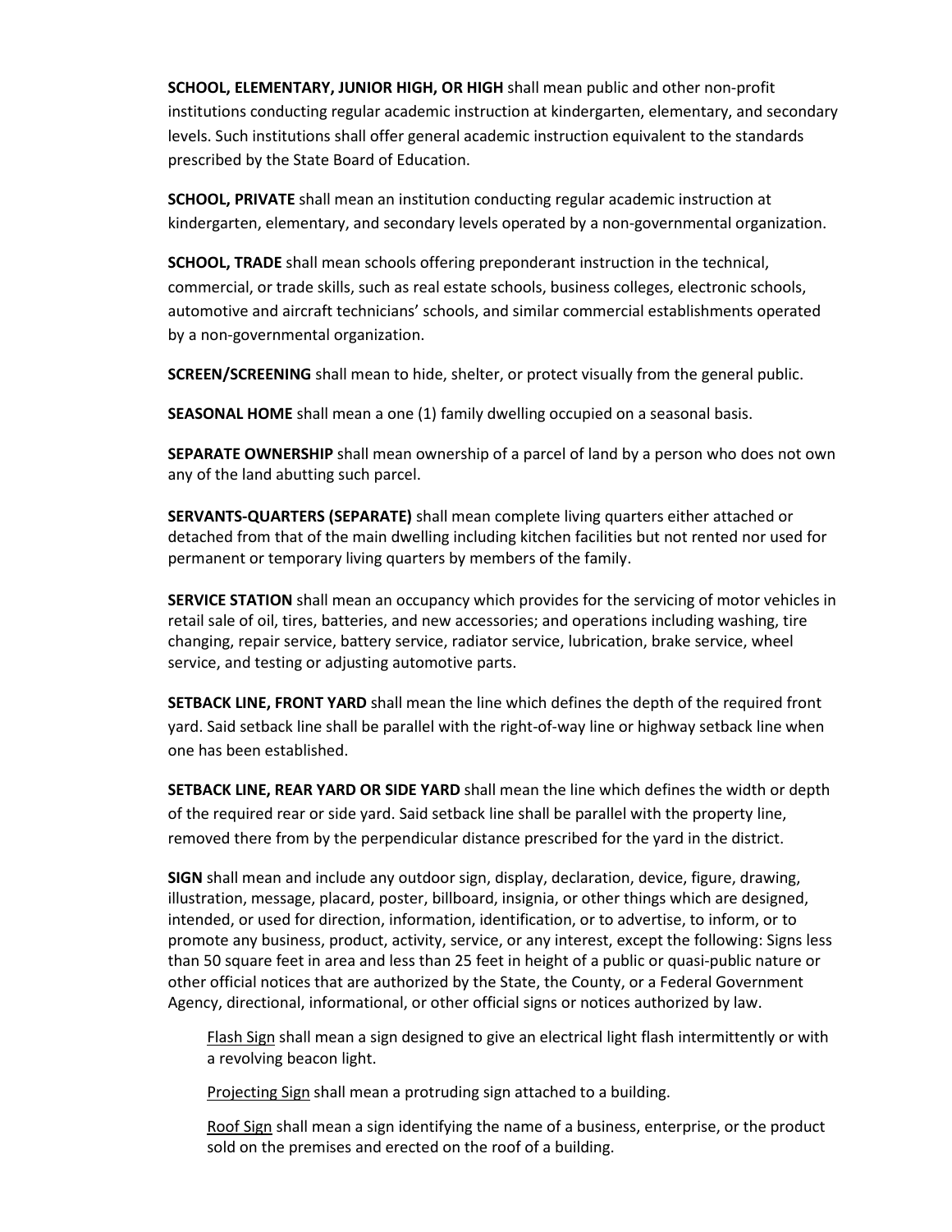**SCHOOL, ELEMENTARY, JUNIOR HIGH, OR HIGH** shall mean public and other non-profit institutions conducting regular academic instruction at kindergarten, elementary, and secondary levels. Such institutions shall offer general academic instruction equivalent to the standards prescribed by the State Board of Education.

**SCHOOL, PRIVATE** shall mean an institution conducting regular academic instruction at kindergarten, elementary, and secondary levels operated by a non-governmental organization.

**SCHOOL, TRADE** shall mean schools offering preponderant instruction in the technical, commercial, or trade skills, such as real estate schools, business colleges, electronic schools, automotive and aircraft technicians' schools, and similar commercial establishments operated by a non-governmental organization.

**SCREEN/SCREENING** shall mean to hide, shelter, or protect visually from the general public.

**SEASONAL HOME** shall mean a one (1) family dwelling occupied on a seasonal basis.

**SEPARATE OWNERSHIP** shall mean ownership of a parcel of land by a person who does not own any of the land abutting such parcel.

**SERVANTS-QUARTERS (SEPARATE)** shall mean complete living quarters either attached or detached from that of the main dwelling including kitchen facilities but not rented nor used for permanent or temporary living quarters by members of the family.

**SERVICE STATION** shall mean an occupancy which provides for the servicing of motor vehicles in retail sale of oil, tires, batteries, and new accessories; and operations including washing, tire changing, repair service, battery service, radiator service, lubrication, brake service, wheel service, and testing or adjusting automotive parts.

**SETBACK LINE, FRONT YARD** shall mean the line which defines the depth of the required front yard. Said setback line shall be parallel with the right-of-way line or highway setback line when one has been established.

**SETBACK LINE, REAR YARD OR SIDE YARD** shall mean the line which defines the width or depth of the required rear or side yard. Said setback line shall be parallel with the property line, removed there from by the perpendicular distance prescribed for the yard in the district.

**SIGN** shall mean and include any outdoor sign, display, declaration, device, figure, drawing, illustration, message, placard, poster, billboard, insignia, or other things which are designed, intended, or used for direction, information, identification, or to advertise, to inform, or to promote any business, product, activity, service, or any interest, except the following: Signs less than 50 square feet in area and less than 25 feet in height of a public or quasi-public nature or other official notices that are authorized by the State, the County, or a Federal Government Agency, directional, informational, or other official signs or notices authorized by law.

> Flash Sign shall mean a sign designed to give an electrical light flash intermittently or with a revolving beacon light.
>
> Projecting Sign shall mean a protruding sign attached to a building.
>
> Roof Sign shall mean a sign identifying the name of a business, enterprise, or the product sold on the premises and erected on the roof of a building.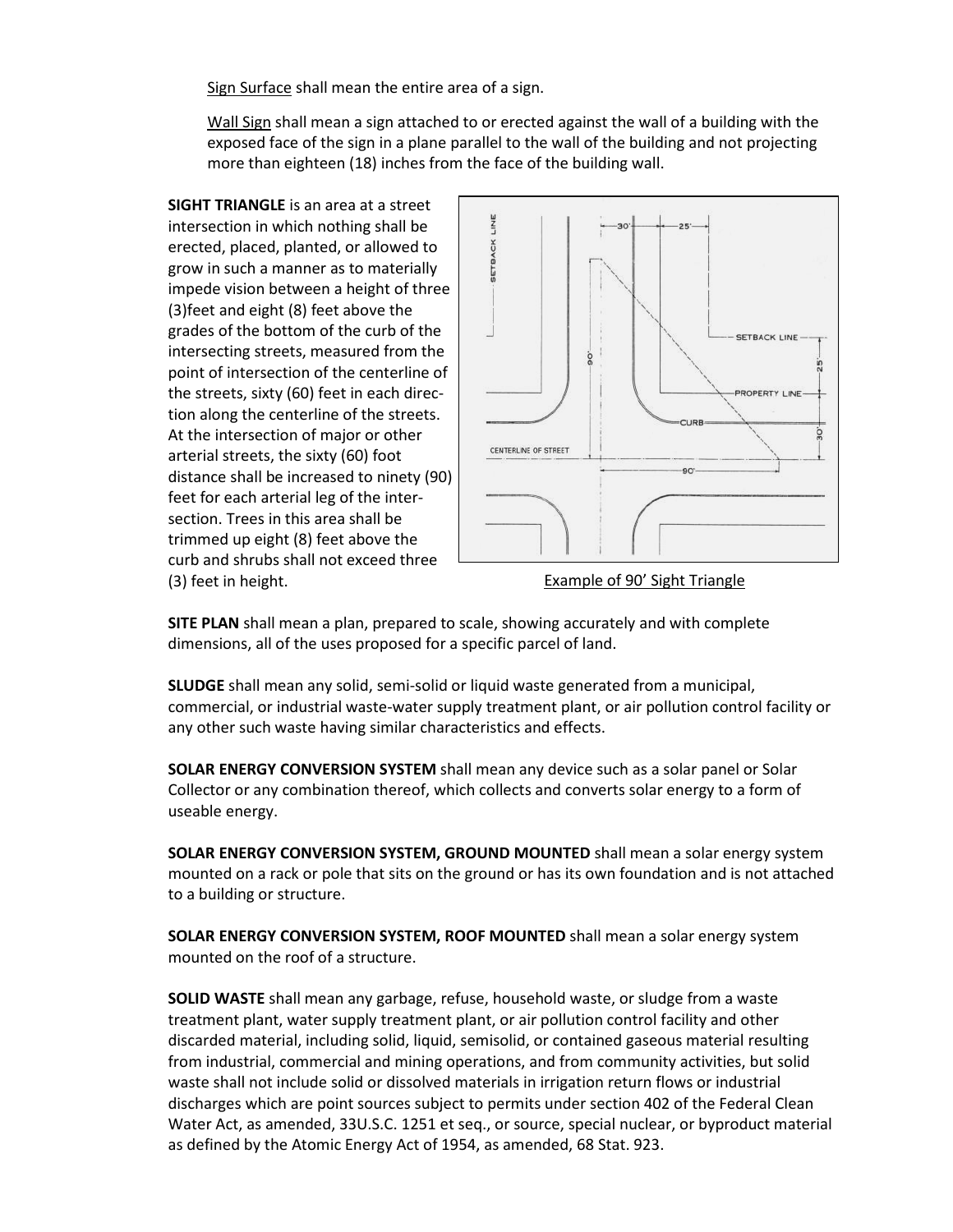Sign Surface shall mean the entire area of a sign.

Wall Sign shall mean a sign attached to or erected against the wall of a building with the exposed face of the sign in a plane parallel to the wall of the building and not projecting more than eighteen (18) inches from the face of the building wall.

**SIGHT TRIANGLE** is an area at a street intersection in which nothing shall be erected, placed, planted, or allowed to grow in such a manner as to materially impede vision between a height of three (3)feet and eight (8) feet above the grades of the bottom of the curb of the intersecting streets, measured from the point of intersection of the centerline of the streets, sixty (60) feet in each direction along the centerline of the streets. At the intersection of major or other arterial streets, the sixty (60) foot distance shall be increased to ninety (90) feet for each arterial leg of the intersection. Trees in this area shall be trimmed up eight (8) feet above the curb and shrubs shall not exceed three (3) feet in height.

Example of 90' Sight Triangle

**SITE PLAN** shall mean a plan, prepared to scale, showing accurately and with complete dimensions, all of the uses proposed for a specific parcel of land.

**SLUDGE** shall mean any solid, semi-solid or liquid waste generated from a municipal, commercial, or industrial waste-water supply treatment plant, or air pollution control facility or any other such waste having similar characteristics and effects.

**SOLAR ENERGY CONVERSION SYSTEM** shall mean any device such as a solar panel or Solar Collector or any combination thereof, which collects and converts solar energy to a form of useable energy.

**SOLAR ENERGY CONVERSION SYSTEM, GROUND MOUNTED** shall mean a solar energy system mounted on a rack or pole that sits on the ground or has its own foundation and is not attached to a building or structure.

**SOLAR ENERGY CONVERSION SYSTEM, ROOF MOUNTED** shall mean a solar energy system mounted on the roof of a structure.

**SOLID WASTE** shall mean any garbage, refuse, household waste, or sludge from a waste treatment plant, water supply treatment plant, or air pollution control facility and other discarded material, including solid, liquid, semisolid, or contained gaseous material resulting from industrial, commercial and mining operations, and from community activities, but solid waste shall not include solid or dissolved materials in irrigation return flows or industrial discharges which are point sources subject to permits under section 402 of the Federal Clean Water Act, as amended, 33U.S.C. 1251 et seq., or source, special nuclear, or byproduct material as defined by the Atomic Energy Act of 1954, as amended, 68 Stat. 923.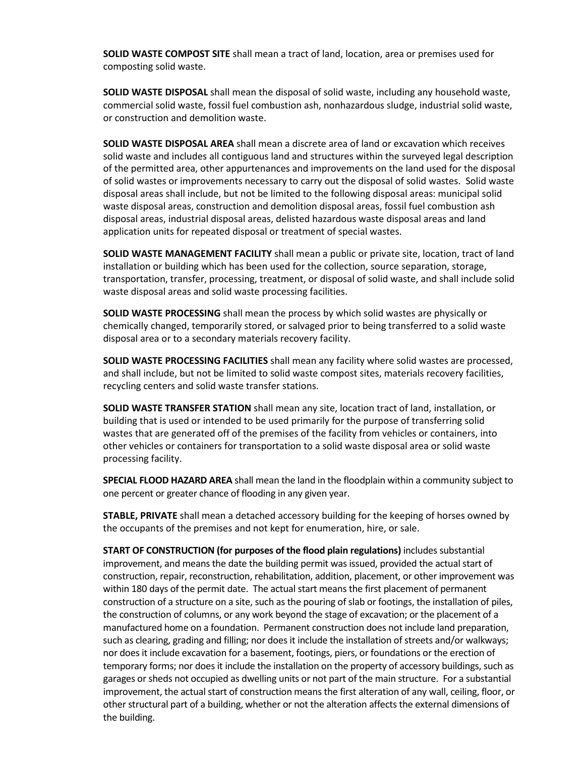**SOLID WASTE COMPOST SITE** shall mean a tract of land, location, area or premises used for composting solid waste.

**SOLID WASTE DISPOSAL** shall mean the disposal of solid waste, including any household waste, commercial solid waste, fossil fuel combustion ash, nonhazardous sludge, industrial solid waste, or construction and demolition waste.

**SOLID WASTE DISPOSAL AREA** shall mean a discrete area of land or excavation which receives solid waste and includes all contiguous land and structures within the surveyed legal description of the permitted area, other appurtenances and improvements on the land used for the disposal of solid wastes or improvements necessary to carry out the disposal of solid wastes. Solid waste disposal areas shall include, but not be limited to the following disposal areas: municipal solid waste disposal areas, construction and demolition disposal areas, fossil fuel combustion ash disposal areas, industrial disposal areas, delisted hazardous waste disposal areas and land application units for repeated disposal or treatment of special wastes.

**SOLID WASTE MANAGEMENT FACILITY** shall mean a public or private site, location, tract of land installation or building which has been used for the collection, source separation, storage, transportation, transfer, processing, treatment, or disposal of solid waste, and shall include solid waste disposal areas and solid waste processing facilities.

**SOLID WASTE PROCESSING** shall mean the process by which solid wastes are physically or chemically changed, temporarily stored, or salvaged prior to being transferred to a solid waste disposal area or to a secondary materials recovery facility.

**SOLID WASTE PROCESSING FACILITIES** shall mean any facility where solid wastes are processed, and shall include, but not be limited to solid waste compost sites, materials recovery facilities, recycling centers and solid waste transfer stations.

**SOLID WASTE TRANSFER STATION** shall mean any site, location tract of land, installation, or building that is used or intended to be used primarily for the purpose of transferring solid wastes that are generated off of the premises of the facility from vehicles or containers, into other vehicles or containers for transportation to a solid waste disposal area or solid waste processing facility.

**SPECIAL FLOOD HAZARD AREA** shall mean the land in the floodplain within a community subject to one percent or greater chance of flooding in any given year.

**STABLE, PRIVATE** shall mean a detached accessory building for the keeping of horses owned by the occupants of the premises and not kept for enumeration, hire, or sale.

**START OF CONSTRUCTION (for purposes of the flood plain regulations)** includes substantial improvement, and means the date the building permit was issued, provided the actual start of construction, repair, reconstruction, rehabilitation, addition, placement, or other improvement was within 180 days of the permit date. The actual start means the first placement of permanent construction of a structure on a site, such as the pouring of slab or footings, the installation of piles, the construction of columns, or any work beyond the stage of excavation; or the placement of a manufactured home on a foundation. Permanent construction does not include land preparation, such as clearing, grading and filling; nor does it include the installation of streets and/or walkways; nor does it include excavation for a basement, footings, piers, or foundations or the erection of temporary forms; nor does it include the installation on the property of accessory buildings, such as garages or sheds not occupied as dwelling units or not part of the main structure. For a substantial improvement, the actual start of construction means the first alteration of any wall, ceiling, floor, or other structural part of a building, whether or not the alteration affects the external dimensions of the building.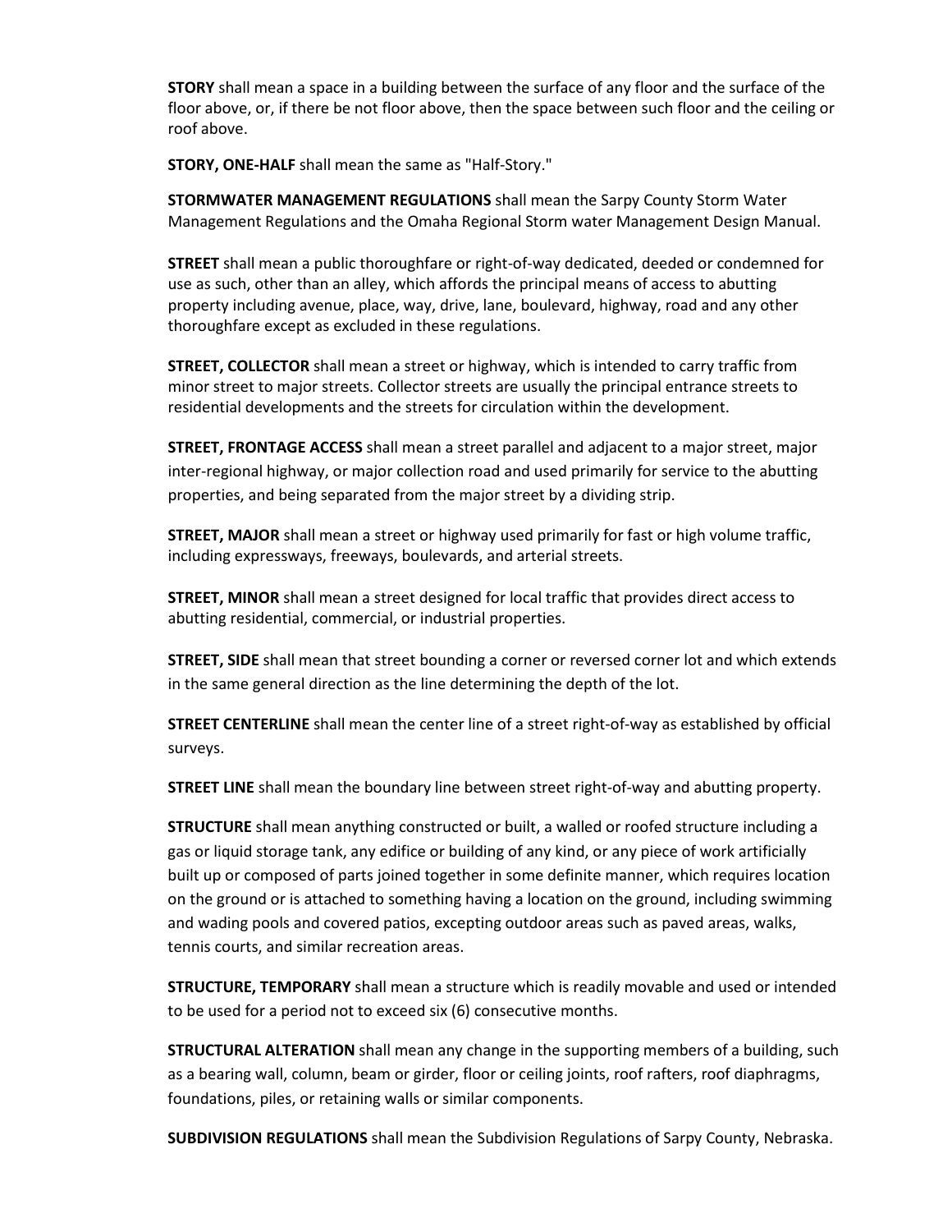**STORY** shall mean a space in a building between the surface of any floor and the surface of the floor above, or, if there be not floor above, then the space between such floor and the ceiling or roof above.

**STORY, ONE-HALF** shall mean the same as "Half-Story."

**STORMWATER MANAGEMENT REGULATIONS** shall mean the Sarpy County Storm Water Management Regulations and the Omaha Regional Storm water Management Design Manual.

**STREET** shall mean a public thoroughfare or right-of-way dedicated, deeded or condemned for use as such, other than an alley, which affords the principal means of access to abutting property including avenue, place, way, drive, lane, boulevard, highway, road and any other thoroughfare except as excluded in these regulations.

**STREET, COLLECTOR** shall mean a street or highway, which is intended to carry traffic from minor street to major streets. Collector streets are usually the principal entrance streets to residential developments and the streets for circulation within the development.

**STREET, FRONTAGE ACCESS** shall mean a street parallel and adjacent to a major street, major inter-regional highway, or major collection road and used primarily for service to the abutting properties, and being separated from the major street by a dividing strip.

**STREET, MAJOR** shall mean a street or highway used primarily for fast or high volume traffic, including expressways, freeways, boulevards, and arterial streets.

**STREET, MINOR** shall mean a street designed for local traffic that provides direct access to abutting residential, commercial, or industrial properties.

**STREET, SIDE** shall mean that street bounding a corner or reversed corner lot and which extends in the same general direction as the line determining the depth of the lot.

**STREET CENTERLINE** shall mean the center line of a street right-of-way as established by official surveys.

**STREET LINE** shall mean the boundary line between street right-of-way and abutting property.

**STRUCTURE** shall mean anything constructed or built, a walled or roofed structure including a gas or liquid storage tank, any edifice or building of any kind, or any piece of work artificially built up or composed of parts joined together in some definite manner, which requires location on the ground or is attached to something having a location on the ground, including swimming and wading pools and covered patios, excepting outdoor areas such as paved areas, walks, tennis courts, and similar recreation areas.

**STRUCTURE, TEMPORARY** shall mean a structure which is readily movable and used or intended to be used for a period not to exceed six (6) consecutive months.

**STRUCTURAL ALTERATION** shall mean any change in the supporting members of a building, such as a bearing wall, column, beam or girder, floor or ceiling joints, roof rafters, roof diaphragms, foundations, piles, or retaining walls or similar components.

**SUBDIVISION REGULATIONS** shall mean the Subdivision Regulations of Sarpy County, Nebraska.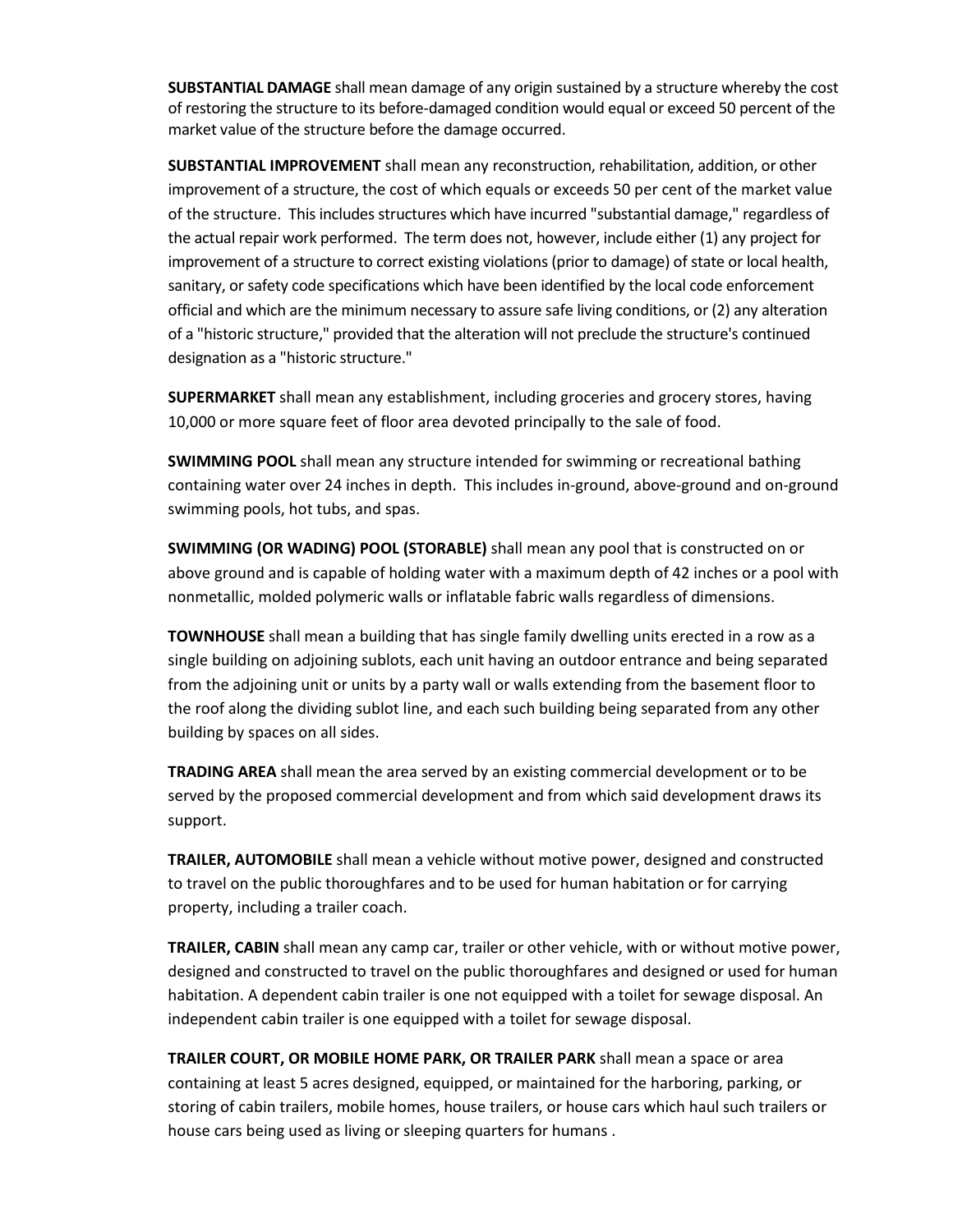**SUBSTANTIAL DAMAGE** shall mean damage of any origin sustained by a structure whereby the cost of restoring the structure to its before-damaged condition would equal or exceed 50 percent of the market value of the structure before the damage occurred.

**SUBSTANTIAL IMPROVEMENT** shall mean any reconstruction, rehabilitation, addition, or other improvement of a structure, the cost of which equals or exceeds 50 per cent of the market value of the structure. This includes structures which have incurred "substantial damage," regardless of the actual repair work performed. The term does not, however, include either (1) any project for improvement of a structure to correct existing violations (prior to damage) of state or local health, sanitary, or safety code specifications which have been identified by the local code enforcement official and which are the minimum necessary to assure safe living conditions, or (2) any alteration of a "historic structure," provided that the alteration will not preclude the structure's continued designation as a "historic structure."

**SUPERMARKET** shall mean any establishment, including groceries and grocery stores, having 10,000 or more square feet of floor area devoted principally to the sale of food.

**SWIMMING POOL** shall mean any structure intended for swimming or recreational bathing containing water over 24 inches in depth. This includes in-ground, above-ground and on-ground swimming pools, hot tubs, and spas.

**SWIMMING (OR WADING) POOL (STORABLE)** shall mean any pool that is constructed on or above ground and is capable of holding water with a maximum depth of 42 inches or a pool with nonmetallic, molded polymeric walls or inflatable fabric walls regardless of dimensions.

**TOWNHOUSE** shall mean a building that has single family dwelling units erected in a row as a single building on adjoining sublots, each unit having an outdoor entrance and being separated from the adjoining unit or units by a party wall or walls extending from the basement floor to the roof along the dividing sublot line, and each such building being separated from any other building by spaces on all sides.

**TRADING AREA** shall mean the area served by an existing commercial development or to be served by the proposed commercial development and from which said development draws its support.

**TRAILER, AUTOMOBILE** shall mean a vehicle without motive power, designed and constructed to travel on the public thoroughfares and to be used for human habitation or for carrying property, including a trailer coach.

**TRAILER, CABIN** shall mean any camp car, trailer or other vehicle, with or without motive power, designed and constructed to travel on the public thoroughfares and designed or used for human habitation. A dependent cabin trailer is one not equipped with a toilet for sewage disposal. An independent cabin trailer is one equipped with a toilet for sewage disposal.

**TRAILER COURT, OR MOBILE HOME PARK, OR TRAILER PARK** shall mean a space or area containing at least 5 acres designed, equipped, or maintained for the harboring, parking, or storing of cabin trailers, mobile homes, house trailers, or house cars which haul such trailers or house cars being used as living or sleeping quarters for humans .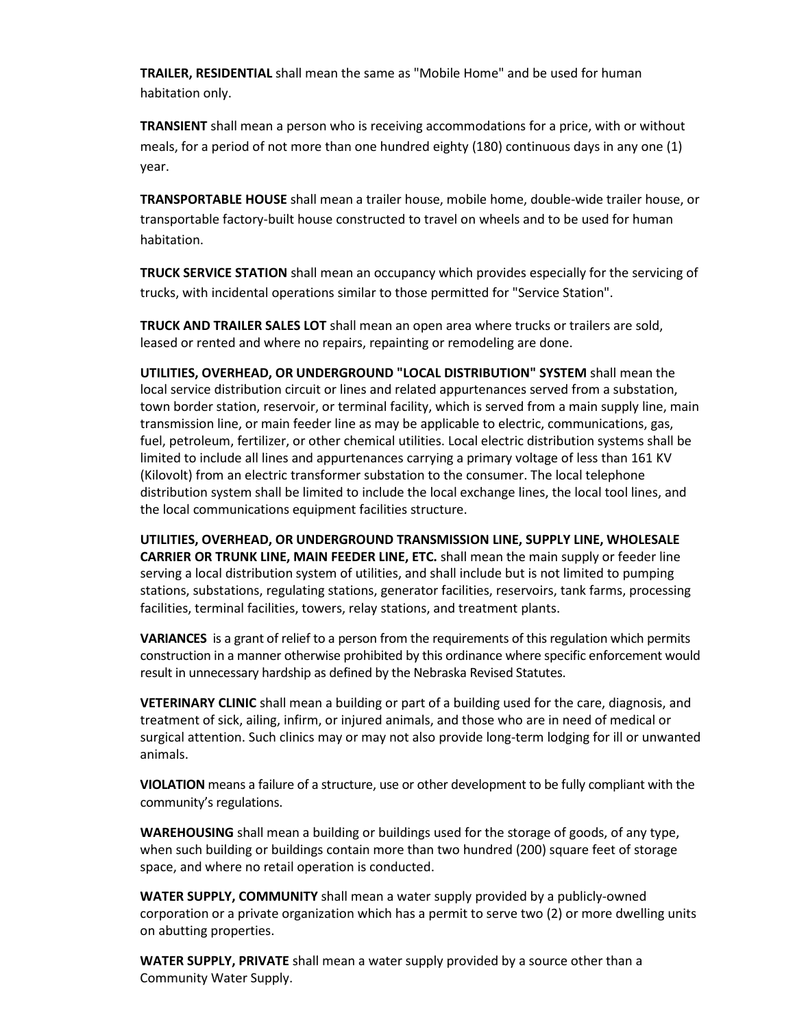**TRAILER, RESIDENTIAL** shall mean the same as "Mobile Home" and be used for human habitation only.

**TRANSIENT** shall mean a person who is receiving accommodations for a price, with or without meals, for a period of not more than one hundred eighty (180) continuous days in any one (1) year.

**TRANSPORTABLE HOUSE** shall mean a trailer house, mobile home, double-wide trailer house, or transportable factory-built house constructed to travel on wheels and to be used for human habitation.

**TRUCK SERVICE STATION** shall mean an occupancy which provides especially for the servicing of trucks, with incidental operations similar to those permitted for "Service Station".

**TRUCK AND TRAILER SALES LOT** shall mean an open area where trucks or trailers are sold, leased or rented and where no repairs, repainting or remodeling are done.

**UTILITIES, OVERHEAD, OR UNDERGROUND "LOCAL DISTRIBUTION" SYSTEM** shall mean the local service distribution circuit or lines and related appurtenances served from a substation, town border station, reservoir, or terminal facility, which is served from a main supply line, main transmission line, or main feeder line as may be applicable to electric, communications, gas, fuel, petroleum, fertilizer, or other chemical utilities. Local electric distribution systems shall be limited to include all lines and appurtenances carrying a primary voltage of less than 161 KV (Kilovolt) from an electric transformer substation to the consumer. The local telephone distribution system shall be limited to include the local exchange lines, the local tool lines, and the local communications equipment facilities structure.

**UTILITIES, OVERHEAD, OR UNDERGROUND TRANSMISSION LINE, SUPPLY LINE, WHOLESALE CARRIER OR TRUNK LINE, MAIN FEEDER LINE, ETC.** shall mean the main supply or feeder line serving a local distribution system of utilities, and shall include but is not limited to pumping stations, substations, regulating stations, generator facilities, reservoirs, tank farms, processing facilities, terminal facilities, towers, relay stations, and treatment plants.

**VARIANCES** is a grant of relief to a person from the requirements of this regulation which permits construction in a manner otherwise prohibited by this ordinance where specific enforcement would result in unnecessary hardship as defined by the Nebraska Revised Statutes.

**VETERINARY CLINIC** shall mean a building or part of a building used for the care, diagnosis, and treatment of sick, ailing, infirm, or injured animals, and those who are in need of medical or surgical attention. Such clinics may or may not also provide long-term lodging for ill or unwanted animals.

**VIOLATION** means a failure of a structure, use or other development to be fully compliant with the community's regulations.

**WAREHOUSING** shall mean a building or buildings used for the storage of goods, of any type, when such building or buildings contain more than two hundred (200) square feet of storage space, and where no retail operation is conducted.

**WATER SUPPLY, COMMUNITY** shall mean a water supply provided by a publicly-owned corporation or a private organization which has a permit to serve two (2) or more dwelling units on abutting properties.

**WATER SUPPLY, PRIVATE** shall mean a water supply provided by a source other than a Community Water Supply.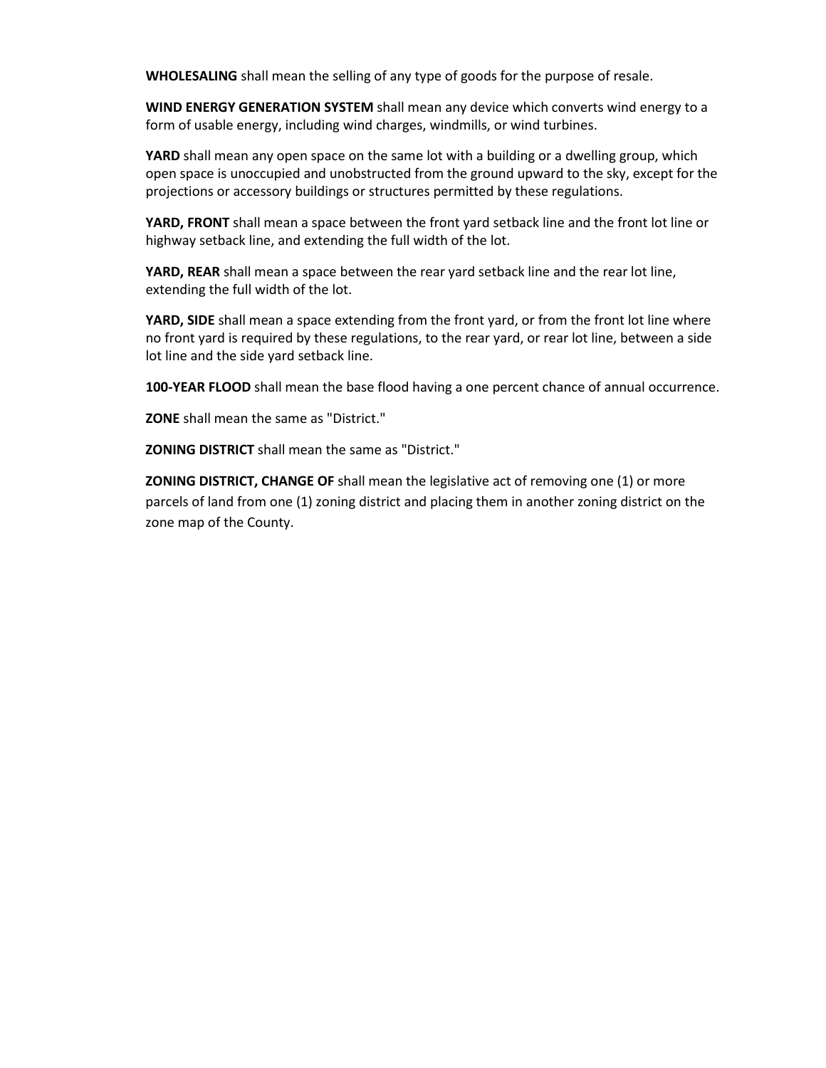**WHOLESALING** shall mean the selling of any type of goods for the purpose of resale.

**WIND ENERGY GENERATION SYSTEM** shall mean any device which converts wind energy to a form of usable energy, including wind charges, windmills, or wind turbines.

**YARD** shall mean any open space on the same lot with a building or a dwelling group, which open space is unoccupied and unobstructed from the ground upward to the sky, except for the projections or accessory buildings or structures permitted by these regulations.

**YARD, FRONT** shall mean a space between the front yard setback line and the front lot line or highway setback line, and extending the full width of the lot.

**YARD, REAR** shall mean a space between the rear yard setback line and the rear lot line, extending the full width of the lot.

**YARD, SIDE** shall mean a space extending from the front yard, or from the front lot line where no front yard is required by these regulations, to the rear yard, or rear lot line, between a side lot line and the side yard setback line.

**100-YEAR FLOOD** shall mean the base flood having a one percent chance of annual occurrence.

**ZONE** shall mean the same as "District."

**ZONING DISTRICT** shall mean the same as "District."

**ZONING DISTRICT, CHANGE OF** shall mean the legislative act of removing one (1) or more parcels of land from one (1) zoning district and placing them in another zoning district on the zone map of the County.